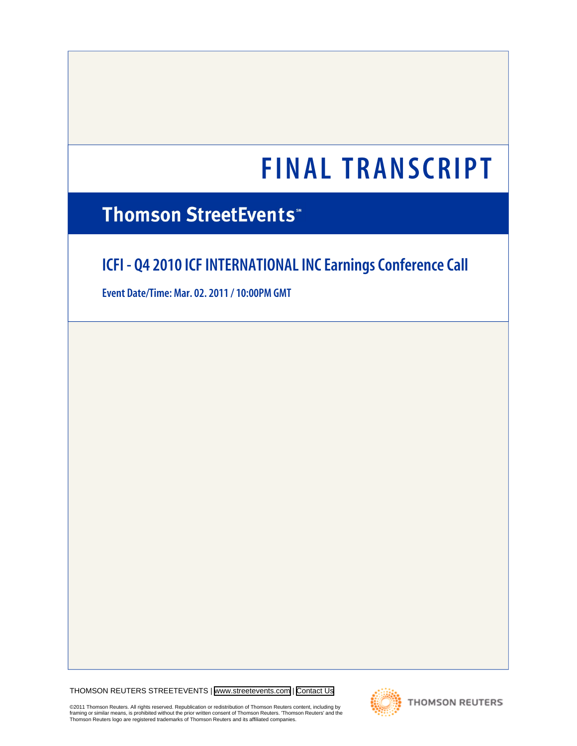# FINAL TRANSCRIPT

## Thomson StreetEvents℠

## ICFI - Q4 2010 ICF INTERNATIONAL INC Earnings Conference Call

**Event Date/Time: Mar. 02. 2011 / 10:00PM GMT**

THOMSON REUTERS STREETEVENTS | www.streetevents.com | Contact Us

©2011 Thomson Reuters. All rights reserved. Republication or redistribution of Thomson Reuters content, including by framing or similar means, is prohibited without the prior written consent of Thomson Reuters. 'Thomson Reuters' and the Thomson Reuters logo are registered trademarks of Thomson Reuters and its affiliated companies.

THOMSON REUTERS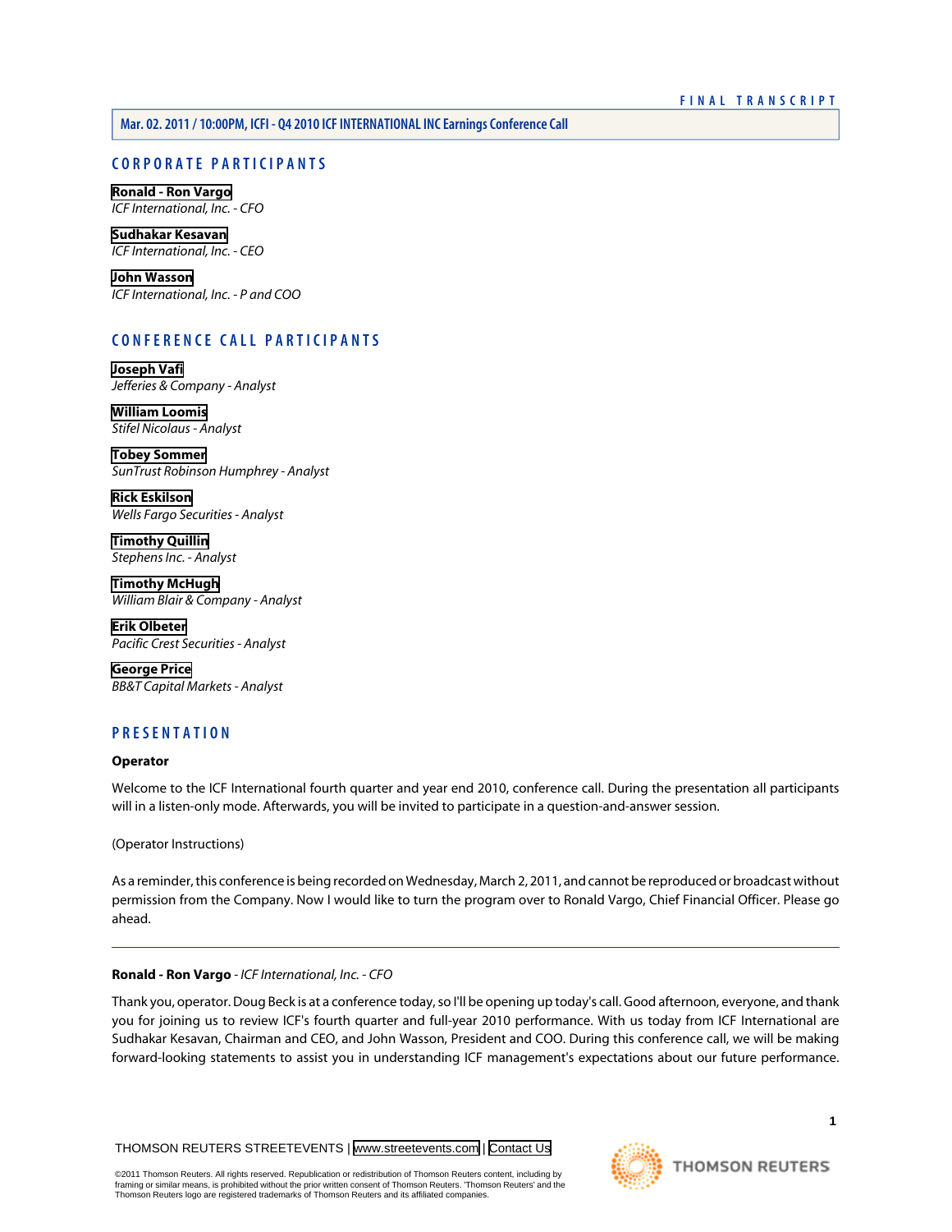## CORPORATE PARTICIPANTS

**Ronald - Ron Vargo**
*ICF International, Inc. - CFO*

**Sudhakar Kesavan**
*ICF International, Inc. - CEO*

**John Wasson**
*ICF International, Inc. - P and COO*

## CONFERENCE CALL PARTICIPANTS

**Joseph Vafi**
*Jefferies & Company - Analyst*

**William Loomis**
*Stifel Nicolaus - Analyst*

**Tobey Sommer**
*SunTrust Robinson Humphrey - Analyst*

**Rick Eskilson**
*Wells Fargo Securities - Analyst*

**Timothy Quillin**
*Stephens Inc. - Analyst*

**Timothy McHugh**
*William Blair & Company - Analyst*

**Erik Olbeter**
*Pacific Crest Securities - Analyst*

**George Price**
*BB&T Capital Markets - Analyst*

## PRESENTATION

**Operator**

Welcome to the ICF International fourth quarter and year end 2010, conference call. During the presentation all participants will in a listen-only mode. Afterwards, you will be invited to participate in a question-and-answer session.

(Operator Instructions)

As a reminder, this conference is being recorded on Wednesday, March 2, 2011, and cannot be reproduced or broadcast without permission from the Company. Now I would like to turn the program over to Ronald Vargo, Chief Financial Officer. Please go ahead.

---

**Ronald - Ron Vargo** - *ICF International, Inc. - CFO*

Thank you, operator. Doug Beck is at a conference today, so I'll be opening up today's call. Good afternoon, everyone, and thank you for joining us to review ICF's fourth quarter and full-year 2010 performance. With us today from ICF International are Sudhakar Kesavan, Chairman and CEO, and John Wasson, President and COO. During this conference call, we will be making forward-looking statements to assist you in understanding ICF management's expectations about our future performance.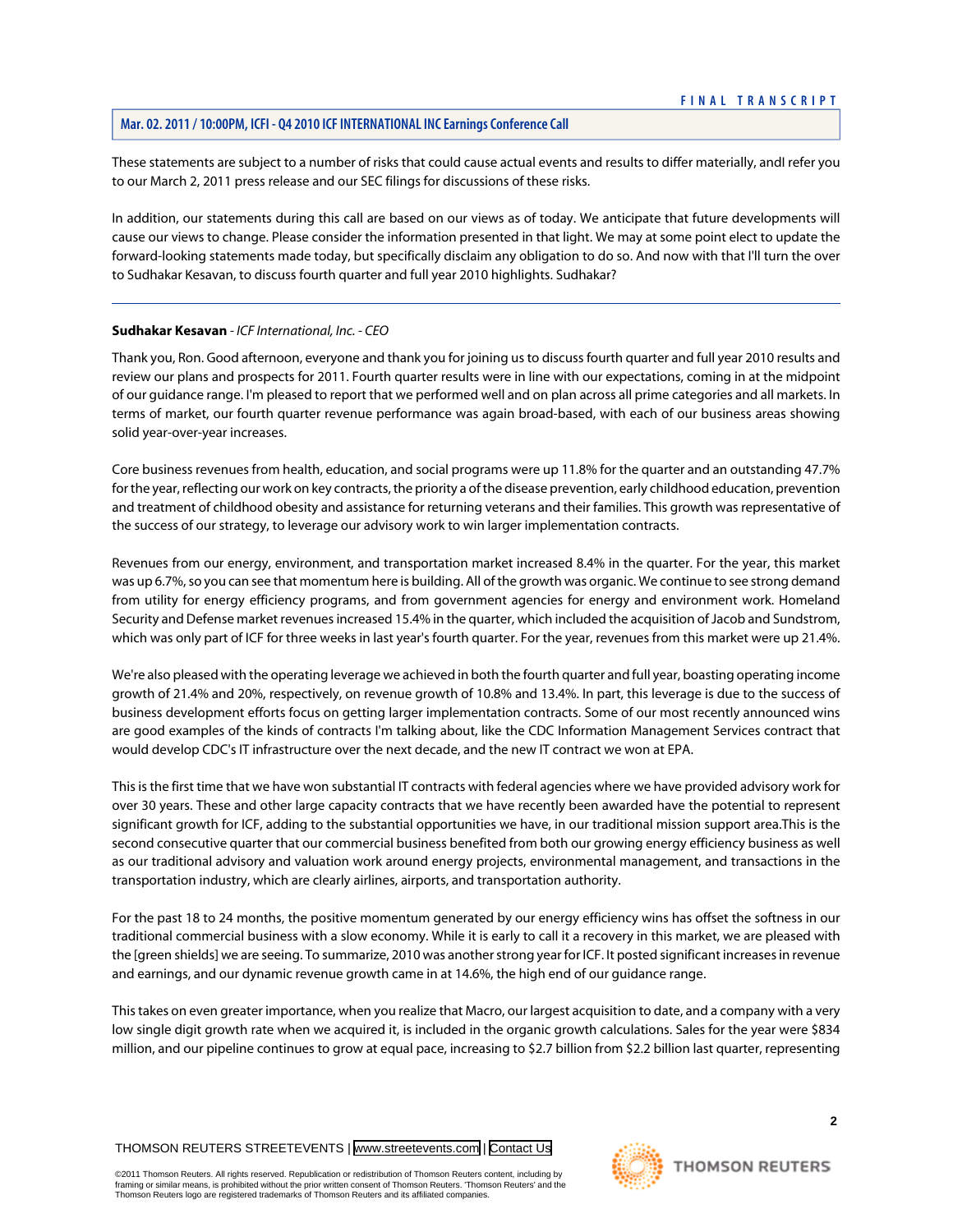These statements are subject to a number of risks that could cause actual events and results to differ materially, andI refer you to our March 2, 2011 press release and our SEC filings for discussions of these risks.

In addition, our statements during this call are based on our views as of today. We anticipate that future developments will cause our views to change. Please consider the information presented in that light. We may at some point elect to update the forward-looking statements made today, but specifically disclaim any obligation to do so. And now with that I'll turn the over to Sudhakar Kesavan, to discuss fourth quarter and full year 2010 highlights. Sudhakar?

---

**Sudhakar Kesavan** - *ICF International, Inc. - CEO*

Thank you, Ron. Good afternoon, everyone and thank you for joining us to discuss fourth quarter and full year 2010 results and review our plans and prospects for 2011. Fourth quarter results were in line with our expectations, coming in at the midpoint of our guidance range. I'm pleased to report that we performed well and on plan across all prime categories and all markets. In terms of market, our fourth quarter revenue performance was again broad-based, with each of our business areas showing solid year-over-year increases.

Core business revenues from health, education, and social programs were up 11.8% for the quarter and an outstanding 47.7% for the year, reflecting our work on key contracts, the priority a of the disease prevention, early childhood education, prevention and treatment of childhood obesity and assistance for returning veterans and their families. This growth was representative of the success of our strategy, to leverage our advisory work to win larger implementation contracts.

Revenues from our energy, environment, and transportation market increased 8.4% in the quarter. For the year, this market was up 6.7%, so you can see that momentum here is building. All of the growth was organic. We continue to see strong demand from utility for energy efficiency programs, and from government agencies for energy and environment work. Homeland Security and Defense market revenues increased 15.4% in the quarter, which included the acquisition of Jacob and Sundstrom, which was only part of ICF for three weeks in last year's fourth quarter. For the year, revenues from this market were up 21.4%.

We're also pleased with the operating leverage we achieved in both the fourth quarter and full year, boasting operating income growth of 21.4% and 20%, respectively, on revenue growth of 10.8% and 13.4%. In part, this leverage is due to the success of business development efforts focus on getting larger implementation contracts. Some of our most recently announced wins are good examples of the kinds of contracts I'm talking about, like the CDC Information Management Services contract that would develop CDC's IT infrastructure over the next decade, and the new IT contract we won at EPA.

This is the first time that we have won substantial IT contracts with federal agencies where we have provided advisory work for over 30 years. These and other large capacity contracts that we have recently been awarded have the potential to represent significant growth for ICF, adding to the substantial opportunities we have, in our traditional mission support area.This is the second consecutive quarter that our commercial business benefited from both our growing energy efficiency business as well as our traditional advisory and valuation work around energy projects, environmental management, and transactions in the transportation industry, which are clearly airlines, airports, and transportation authority.

For the past 18 to 24 months, the positive momentum generated by our energy efficiency wins has offset the softness in our traditional commercial business with a slow economy. While it is early to call it a recovery in this market, we are pleased with the [green shields] we are seeing. To summarize, 2010 was another strong year for ICF. It posted significant increases in revenue and earnings, and our dynamic revenue growth came in at 14.6%, the high end of our guidance range.

This takes on even greater importance, when you realize that Macro, our largest acquisition to date, and a company with a very low single digit growth rate when we acquired it, is included in the organic growth calculations. Sales for the year were $834 million, and our pipeline continues to grow at equal pace, increasing to $2.7 billion from $2.2 billion last quarter, representing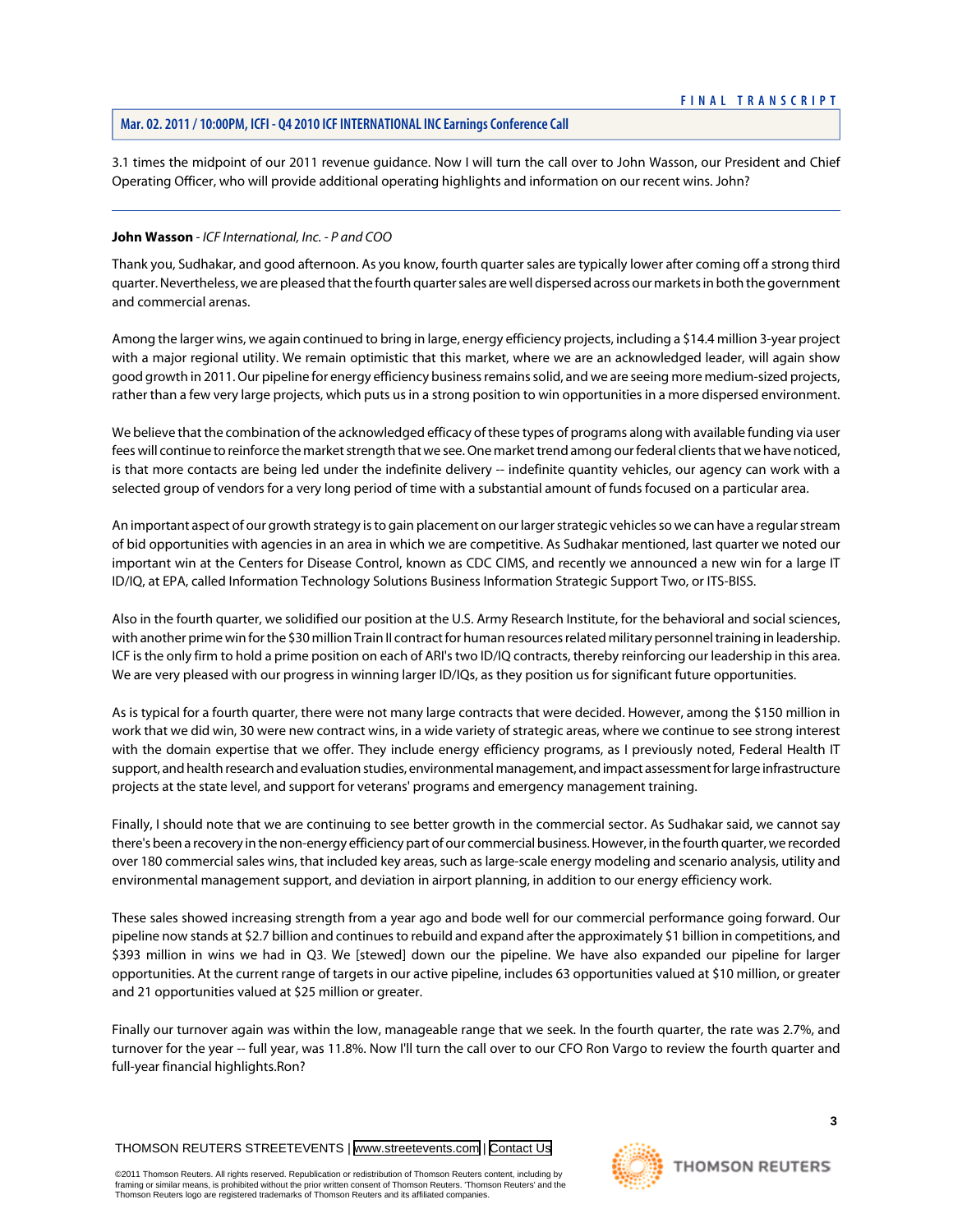3.1 times the midpoint of our 2011 revenue guidance. Now I will turn the call over to John Wasson, our President and Chief Operating Officer, who will provide additional operating highlights and information on our recent wins. John?

---

**John Wasson** - *ICF International, Inc. - P and COO*

Thank you, Sudhakar, and good afternoon. As you know, fourth quarter sales are typically lower after coming off a strong third quarter. Nevertheless, we are pleased that the fourth quarter sales are well dispersed across our markets in both the government and commercial arenas.

Among the larger wins, we again continued to bring in large, energy efficiency projects, including a $14.4 million 3-year project with a major regional utility. We remain optimistic that this market, where we are an acknowledged leader, will again show good growth in 2011. Our pipeline for energy efficiency business remains solid, and we are seeing more medium-sized projects, rather than a few very large projects, which puts us in a strong position to win opportunities in a more dispersed environment.

We believe that the combination of the acknowledged efficacy of these types of programs along with available funding via user fees will continue to reinforce the market strength that we see. One market trend among our federal clients that we have noticed, is that more contacts are being led under the indefinite delivery -- indefinite quantity vehicles, our agency can work with a selected group of vendors for a very long period of time with a substantial amount of funds focused on a particular area.

An important aspect of our growth strategy is to gain placement on our larger strategic vehicles so we can have a regular stream of bid opportunities with agencies in an area in which we are competitive. As Sudhakar mentioned, last quarter we noted our important win at the Centers for Disease Control, known as CDC CIMS, and recently we announced a new win for a large IT ID/IQ, at EPA, called Information Technology Solutions Business Information Strategic Support Two, or ITS-BISS.

Also in the fourth quarter, we solidified our position at the U.S. Army Research Institute, for the behavioral and social sciences, with another prime win for the $30 million Train II contract for human resources related military personnel training in leadership. ICF is the only firm to hold a prime position on each of ARI's two ID/IQ contracts, thereby reinforcing our leadership in this area. We are very pleased with our progress in winning larger ID/IQs, as they position us for significant future opportunities.

As is typical for a fourth quarter, there were not many large contracts that were decided. However, among the $150 million in work that we did win, 30 were new contract wins, in a wide variety of strategic areas, where we continue to see strong interest with the domain expertise that we offer. They include energy efficiency programs, as I previously noted, Federal Health IT support, and health research and evaluation studies, environmental management, and impact assessment for large infrastructure projects at the state level, and support for veterans' programs and emergency management training.

Finally, I should note that we are continuing to see better growth in the commercial sector. As Sudhakar said, we cannot say there's been a recovery in the non-energy efficiency part of our commercial business. However, in the fourth quarter, we recorded over 180 commercial sales wins, that included key areas, such as large-scale energy modeling and scenario analysis, utility and environmental management support, and deviation in airport planning, in addition to our energy efficiency work.

These sales showed increasing strength from a year ago and bode well for our commercial performance going forward. Our pipeline now stands at $2.7 billion and continues to rebuild and expand after the approximately $1 billion in competitions, and $393 million in wins we had in Q3. We [stewed] down our the pipeline. We have also expanded our pipeline for larger opportunities. At the current range of targets in our active pipeline, includes 63 opportunities valued at $10 million, or greater and 21 opportunities valued at $25 million or greater.

Finally our turnover again was within the low, manageable range that we seek. In the fourth quarter, the rate was 2.7%, and turnover for the year -- full year, was 11.8%. Now I'll turn the call over to our CFO Ron Vargo to review the fourth quarter and full-year financial highlights.Ron?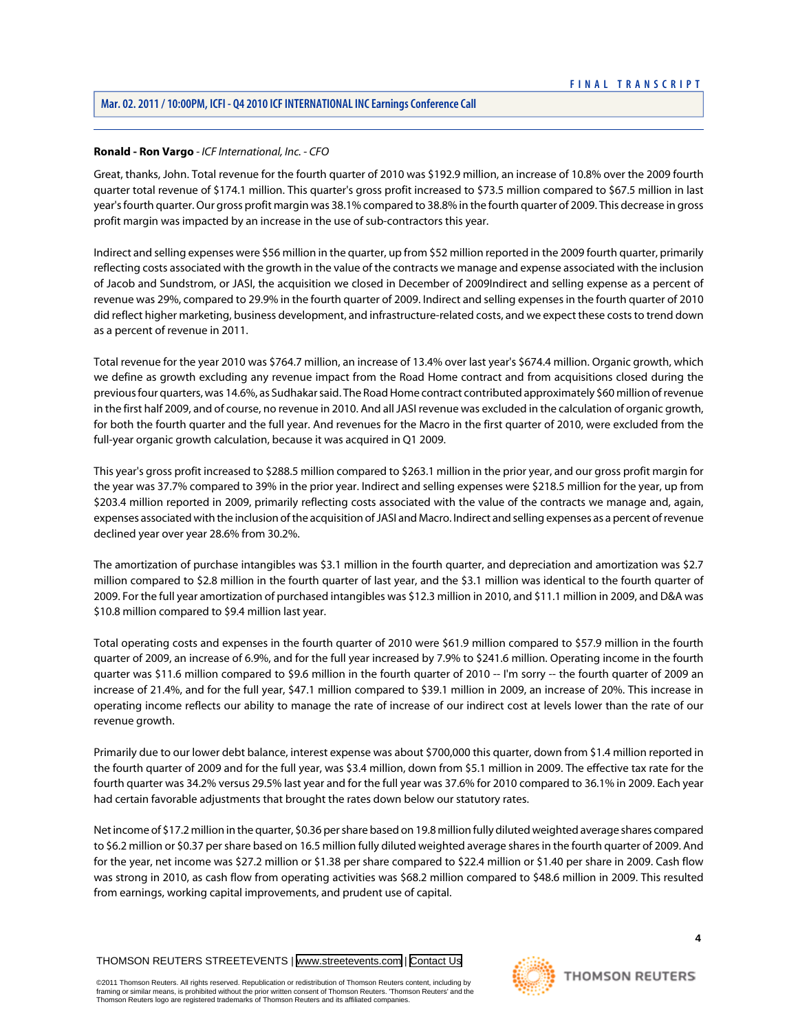**Ronald - Ron Vargo** - *ICF International, Inc. - CFO*

Great, thanks, John. Total revenue for the fourth quarter of 2010 was $192.9 million, an increase of 10.8% over the 2009 fourth quarter total revenue of $174.1 million. This quarter's gross profit increased to $73.5 million compared to $67.5 million in last year's fourth quarter. Our gross profit margin was 38.1% compared to 38.8% in the fourth quarter of 2009. This decrease in gross profit margin was impacted by an increase in the use of sub-contractors this year.

Indirect and selling expenses were $56 million in the quarter, up from $52 million reported in the 2009 fourth quarter, primarily reflecting costs associated with the growth in the value of the contracts we manage and expense associated with the inclusion of Jacob and Sundstrom, or JASI, the acquisition we closed in December of 2009Indirect and selling expense as a percent of revenue was 29%, compared to 29.9% in the fourth quarter of 2009. Indirect and selling expenses in the fourth quarter of 2010 did reflect higher marketing, business development, and infrastructure-related costs, and we expect these costs to trend down as a percent of revenue in 2011.

Total revenue for the year 2010 was $764.7 million, an increase of 13.4% over last year's $674.4 million. Organic growth, which we define as growth excluding any revenue impact from the Road Home contract and from acquisitions closed during the previous four quarters, was 14.6%, as Sudhakar said. The Road Home contract contributed approximately $60 million of revenue in the first half 2009, and of course, no revenue in 2010. And all JASI revenue was excluded in the calculation of organic growth, for both the fourth quarter and the full year. And revenues for the Macro in the first quarter of 2010, were excluded from the full-year organic growth calculation, because it was acquired in Q1 2009.

This year's gross profit increased to $288.5 million compared to $263.1 million in the prior year, and our gross profit margin for the year was 37.7% compared to 39% in the prior year. Indirect and selling expenses were $218.5 million for the year, up from $203.4 million reported in 2009, primarily reflecting costs associated with the value of the contracts we manage and, again, expenses associated with the inclusion of the acquisition of JASI and Macro. Indirect and selling expenses as a percent of revenue declined year over year 28.6% from 30.2%.

The amortization of purchase intangibles was $3.1 million in the fourth quarter, and depreciation and amortization was $2.7 million compared to $2.8 million in the fourth quarter of last year, and the $3.1 million was identical to the fourth quarter of 2009. For the full year amortization of purchased intangibles was $12.3 million in 2010, and $11.1 million in 2009, and D&A was $10.8 million compared to $9.4 million last year.

Total operating costs and expenses in the fourth quarter of 2010 were $61.9 million compared to $57.9 million in the fourth quarter of 2009, an increase of 6.9%, and for the full year increased by 7.9% to $241.6 million. Operating income in the fourth quarter was $11.6 million compared to $9.6 million in the fourth quarter of 2010 -- I'm sorry -- the fourth quarter of 2009 an increase of 21.4%, and for the full year, $47.1 million compared to $39.1 million in 2009, an increase of 20%. This increase in operating income reflects our ability to manage the rate of increase of our indirect cost at levels lower than the rate of our revenue growth.

Primarily due to our lower debt balance, interest expense was about $700,000 this quarter, down from $1.4 million reported in the fourth quarter of 2009 and for the full year, was $3.4 million, down from $5.1 million in 2009. The effective tax rate for the fourth quarter was 34.2% versus 29.5% last year and for the full year was 37.6% for 2010 compared to 36.1% in 2009. Each year had certain favorable adjustments that brought the rates down below our statutory rates.

Net income of $17.2 million in the quarter, $0.36 per share based on 19.8 million fully diluted weighted average shares compared to $6.2 million or $0.37 per share based on 16.5 million fully diluted weighted average shares in the fourth quarter of 2009. And for the year, net income was $27.2 million or $1.38 per share compared to $22.4 million or $1.40 per share in 2009. Cash flow was strong in 2010, as cash flow from operating activities was $68.2 million compared to $48.6 million in 2009. This resulted from earnings, working capital improvements, and prudent use of capital.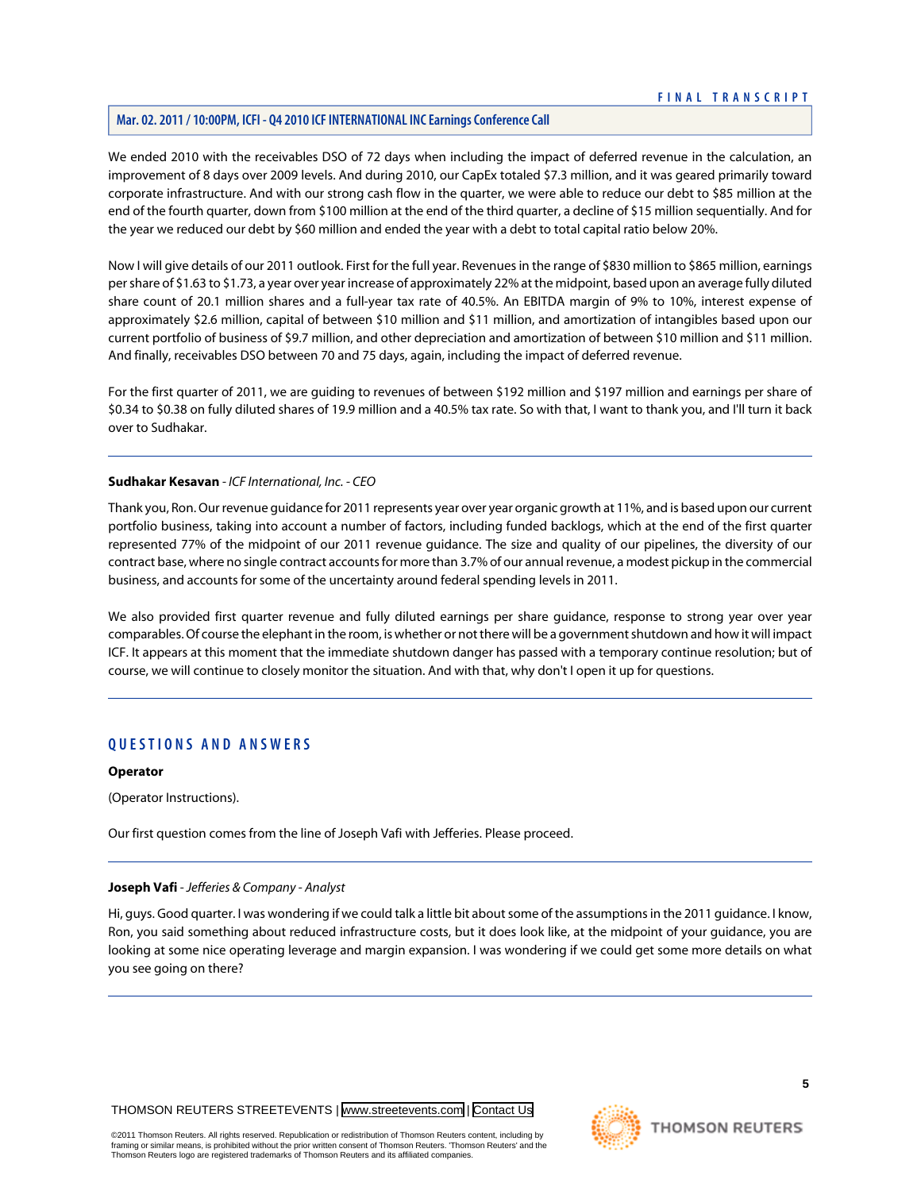We ended 2010 with the receivables DSO of 72 days when including the impact of deferred revenue in the calculation, an improvement of 8 days over 2009 levels. And during 2010, our CapEx totaled $7.3 million, and it was geared primarily toward corporate infrastructure. And with our strong cash flow in the quarter, we were able to reduce our debt to $85 million at the end of the fourth quarter, down from $100 million at the end of the third quarter, a decline of $15 million sequentially. And for the year we reduced our debt by $60 million and ended the year with a debt to total capital ratio below 20%.

Now I will give details of our 2011 outlook. First for the full year. Revenues in the range of $830 million to $865 million, earnings per share of $1.63 to $1.73, a year over year increase of approximately 22% at the midpoint, based upon an average fully diluted share count of 20.1 million shares and a full-year tax rate of 40.5%. An EBITDA margin of 9% to 10%, interest expense of approximately $2.6 million, capital of between $10 million and $11 million, and amortization of intangibles based upon our current portfolio of business of $9.7 million, and other depreciation and amortization of between $10 million and $11 million. And finally, receivables DSO between 70 and 75 days, again, including the impact of deferred revenue.

For the first quarter of 2011, we are guiding to revenues of between $192 million and $197 million and earnings per share of $0.34 to $0.38 on fully diluted shares of 19.9 million and a 40.5% tax rate. So with that, I want to thank you, and I'll turn it back over to Sudhakar.

---

**Sudhakar Kesavan** - *ICF International, Inc. - CEO*

Thank you, Ron. Our revenue guidance for 2011 represents year over year organic growth at 11%, and is based upon our current portfolio business, taking into account a number of factors, including funded backlogs, which at the end of the first quarter represented 77% of the midpoint of our 2011 revenue guidance. The size and quality of our pipelines, the diversity of our contract base, where no single contract accounts for more than 3.7% of our annual revenue, a modest pickup in the commercial business, and accounts for some of the uncertainty around federal spending levels in 2011.

We also provided first quarter revenue and fully diluted earnings per share guidance, response to strong year over year comparables. Of course the elephant in the room, is whether or not there will be a government shutdown and how it will impact ICF. It appears at this moment that the immediate shutdown danger has passed with a temporary continue resolution; but of course, we will continue to closely monitor the situation. And with that, why don't I open it up for questions.

---

## QUESTIONS AND ANSWERS

**Operator**

(Operator Instructions).

Our first question comes from the line of Joseph Vafi with Jefferies. Please proceed.

---

**Joseph Vafi** - *Jefferies & Company - Analyst*

Hi, guys. Good quarter. I was wondering if we could talk a little bit about some of the assumptions in the 2011 guidance. I know, Ron, you said something about reduced infrastructure costs, but it does look like, at the midpoint of your guidance, you are looking at some nice operating leverage and margin expansion. I was wondering if we could get some more details on what you see going on there?

---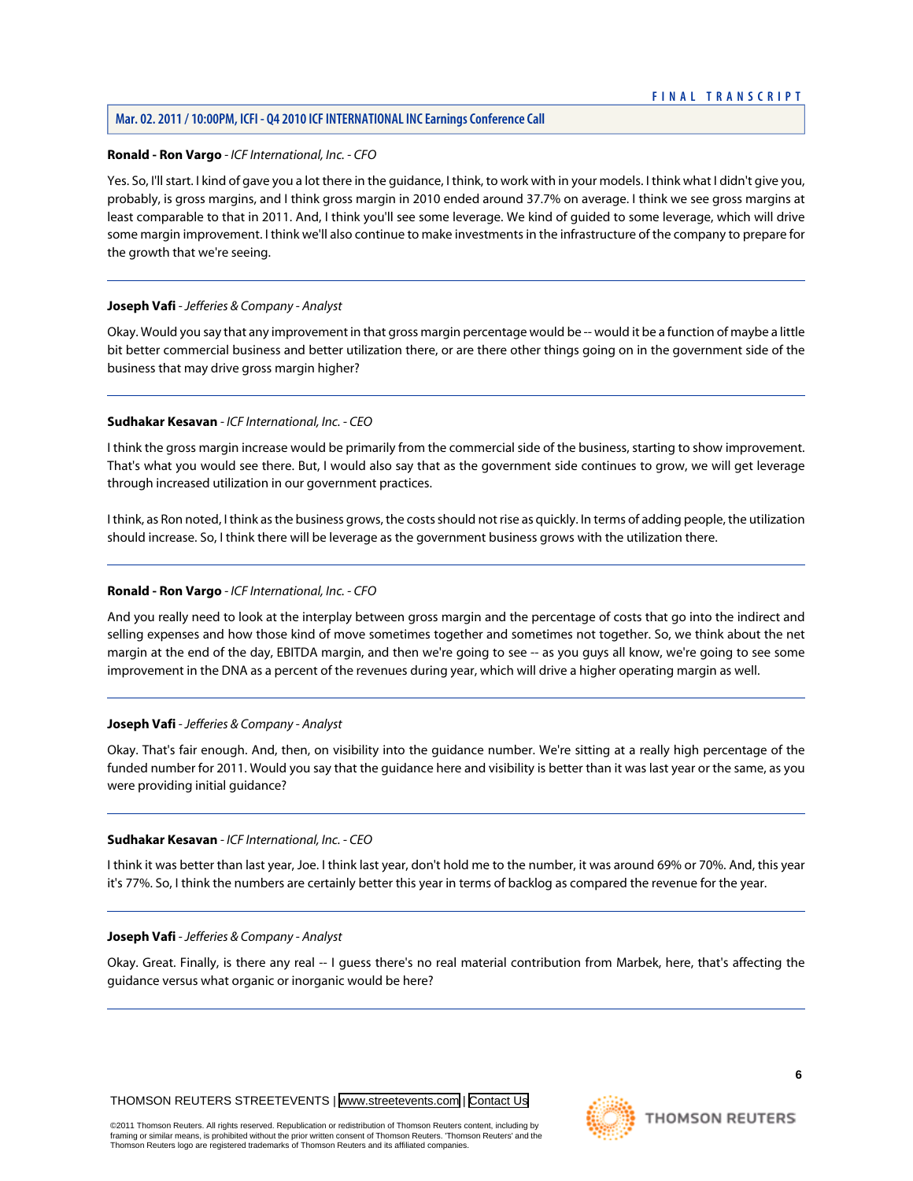**Ronald - Ron Vargo** - *ICF International, Inc. - CFO*

Yes. So, I'll start. I kind of gave you a lot there in the guidance, I think, to work with in your models. I think what I didn't give you, probably, is gross margins, and I think gross margin in 2010 ended around 37.7% on average. I think we see gross margins at least comparable to that in 2011. And, I think you'll see some leverage. We kind of guided to some leverage, which will drive some margin improvement. I think we'll also continue to make investments in the infrastructure of the company to prepare for the growth that we're seeing.

---

**Joseph Vafi** - *Jefferies & Company - Analyst*

Okay. Would you say that any improvement in that gross margin percentage would be -- would it be a function of maybe a little bit better commercial business and better utilization there, or are there other things going on in the government side of the business that may drive gross margin higher?

---

**Sudhakar Kesavan** - *ICF International, Inc. - CEO*

I think the gross margin increase would be primarily from the commercial side of the business, starting to show improvement. That's what you would see there. But, I would also say that as the government side continues to grow, we will get leverage through increased utilization in our government practices.

I think, as Ron noted, I think as the business grows, the costs should not rise as quickly. In terms of adding people, the utilization should increase. So, I think there will be leverage as the government business grows with the utilization there.

---

**Ronald - Ron Vargo** - *ICF International, Inc. - CFO*

And you really need to look at the interplay between gross margin and the percentage of costs that go into the indirect and selling expenses and how those kind of move sometimes together and sometimes not together. So, we think about the net margin at the end of the day, EBITDA margin, and then we're going to see -- as you guys all know, we're going to see some improvement in the DNA as a percent of the revenues during year, which will drive a higher operating margin as well.

---

**Joseph Vafi** - *Jefferies & Company - Analyst*

Okay. That's fair enough. And, then, on visibility into the guidance number. We're sitting at a really high percentage of the funded number for 2011. Would you say that the guidance here and visibility is better than it was last year or the same, as you were providing initial guidance?

---

**Sudhakar Kesavan** - *ICF International, Inc. - CEO*

I think it was better than last year, Joe. I think last year, don't hold me to the number, it was around 69% or 70%. And, this year it's 77%. So, I think the numbers are certainly better this year in terms of backlog as compared the revenue for the year.

---

**Joseph Vafi** - *Jefferies & Company - Analyst*

Okay. Great. Finally, is there any real -- I guess there's no real material contribution from Marbek, here, that's affecting the guidance versus what organic or inorganic would be here?

---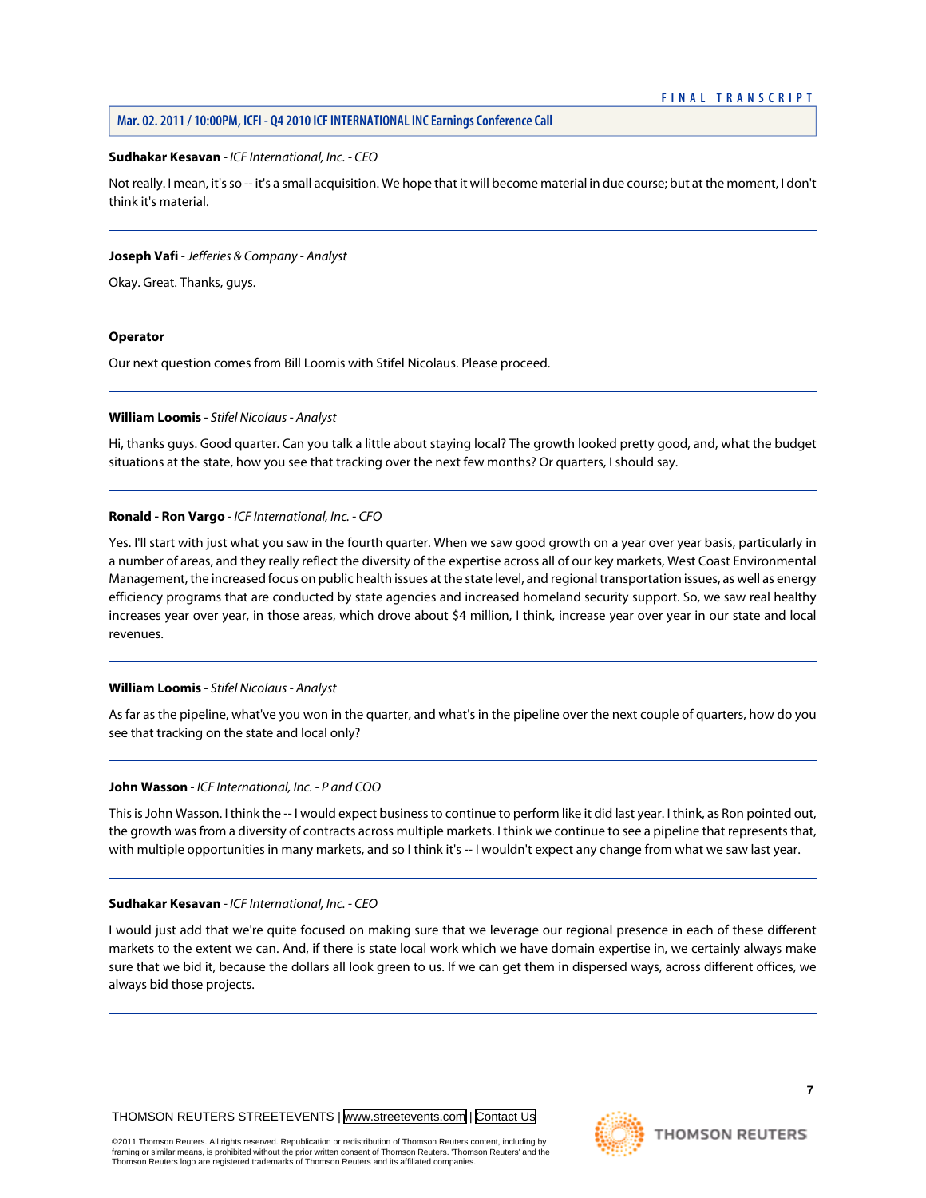**Sudhakar Kesavan** - *ICF International, Inc. - CEO*

Not really. I mean, it's so -- it's a small acquisition. We hope that it will become material in due course; but at the moment, I don't think it's material.

---

**Joseph Vafi** - *Jefferies & Company - Analyst*

Okay. Great. Thanks, guys.

---

**Operator**

Our next question comes from Bill Loomis with Stifel Nicolaus. Please proceed.

---

**William Loomis** - *Stifel Nicolaus - Analyst*

Hi, thanks guys. Good quarter. Can you talk a little about staying local? The growth looked pretty good, and, what the budget situations at the state, how you see that tracking over the next few months? Or quarters, I should say.

---

**Ronald - Ron Vargo** - *ICF International, Inc. - CFO*

Yes. I'll start with just what you saw in the fourth quarter. When we saw good growth on a year over year basis, particularly in a number of areas, and they really reflect the diversity of the expertise across all of our key markets, West Coast Environmental Management, the increased focus on public health issues at the state level, and regional transportation issues, as well as energy efficiency programs that are conducted by state agencies and increased homeland security support. So, we saw real healthy increases year over year, in those areas, which drove about $4 million, I think, increase year over year in our state and local revenues.

---

**William Loomis** - *Stifel Nicolaus - Analyst*

As far as the pipeline, what've you won in the quarter, and what's in the pipeline over the next couple of quarters, how do you see that tracking on the state and local only?

---

**John Wasson** - *ICF International, Inc. - P and COO*

This is John Wasson. I think the -- I would expect business to continue to perform like it did last year. I think, as Ron pointed out, the growth was from a diversity of contracts across multiple markets. I think we continue to see a pipeline that represents that, with multiple opportunities in many markets, and so I think it's -- I wouldn't expect any change from what we saw last year.

---

**Sudhakar Kesavan** - *ICF International, Inc. - CEO*

I would just add that we're quite focused on making sure that we leverage our regional presence in each of these different markets to the extent we can. And, if there is state local work which we have domain expertise in, we certainly always make sure that we bid it, because the dollars all look green to us. If we can get them in dispersed ways, across different offices, we always bid those projects.

---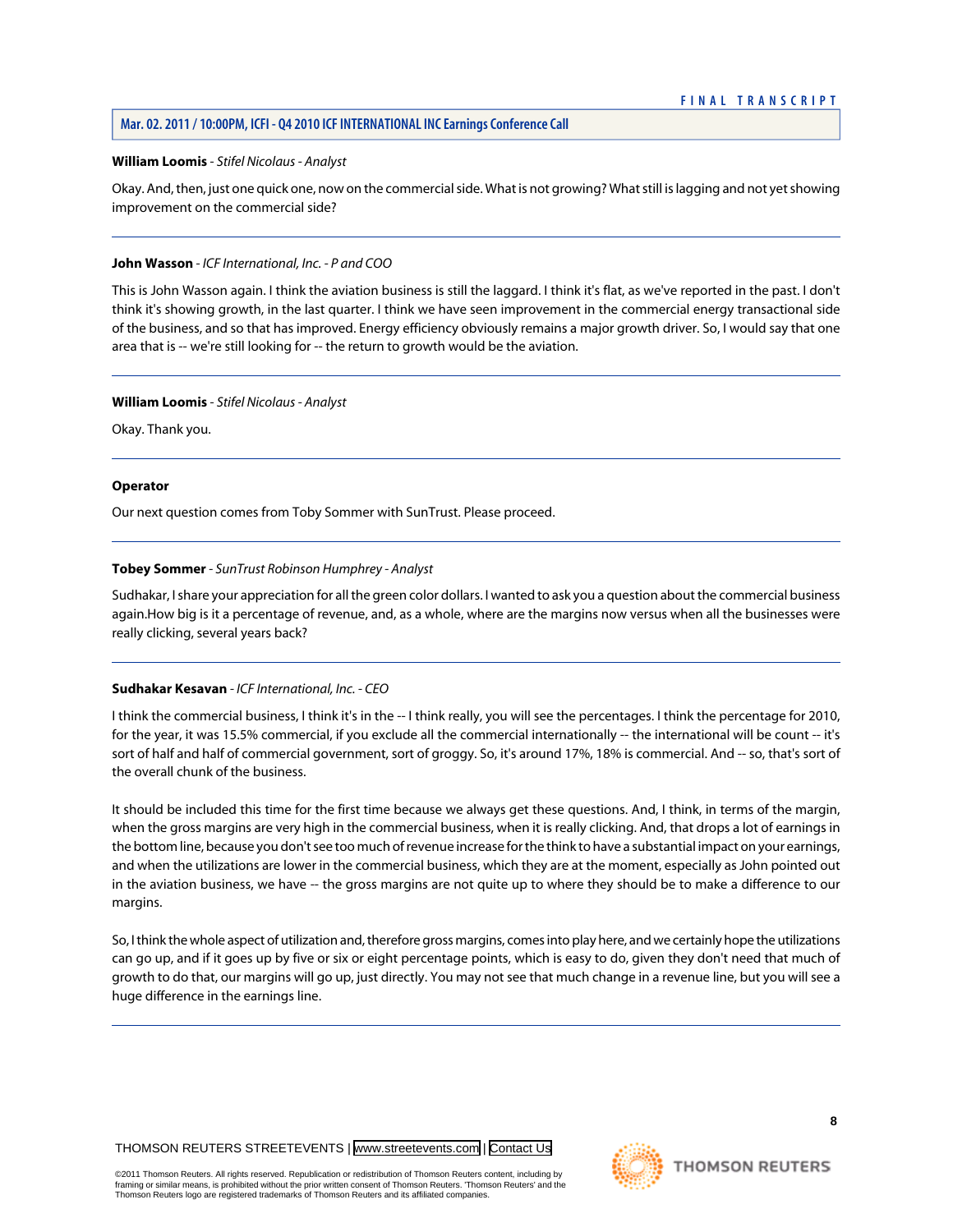**William Loomis** - *Stifel Nicolaus - Analyst*

Okay. And, then, just one quick one, now on the commercial side. What is not growing? What still is lagging and not yet showing improvement on the commercial side?

---

**John Wasson** - *ICF International, Inc. - P and COO*

This is John Wasson again. I think the aviation business is still the laggard. I think it's flat, as we've reported in the past. I don't think it's showing growth, in the last quarter. I think we have seen improvement in the commercial energy transactional side of the business, and so that has improved. Energy efficiency obviously remains a major growth driver. So, I would say that one area that is -- we're still looking for -- the return to growth would be the aviation.

---

**William Loomis** - *Stifel Nicolaus - Analyst*

Okay. Thank you.

---

**Operator**

Our next question comes from Toby Sommer with SunTrust. Please proceed.

---

**Tobey Sommer** - *SunTrust Robinson Humphrey - Analyst*

Sudhakar, I share your appreciation for all the green color dollars. I wanted to ask you a question about the commercial business again.How big is it a percentage of revenue, and, as a whole, where are the margins now versus when all the businesses were really clicking, several years back?

---

**Sudhakar Kesavan** - *ICF International, Inc. - CEO*

I think the commercial business, I think it's in the -- I think really, you will see the percentages. I think the percentage for 2010, for the year, it was 15.5% commercial, if you exclude all the commercial internationally -- the international will be count -- it's sort of half and half of commercial government, sort of groggy. So, it's around 17%, 18% is commercial. And -- so, that's sort of the overall chunk of the business.

It should be included this time for the first time because we always get these questions. And, I think, in terms of the margin, when the gross margins are very high in the commercial business, when it is really clicking. And, that drops a lot of earnings in the bottom line, because you don't see too much of revenue increase for the think to have a substantial impact on your earnings, and when the utilizations are lower in the commercial business, which they are at the moment, especially as John pointed out in the aviation business, we have -- the gross margins are not quite up to where they should be to make a difference to our margins.

So, I think the whole aspect of utilization and, therefore gross margins, comes into play here, and we certainly hope the utilizations can go up, and if it goes up by five or six or eight percentage points, which is easy to do, given they don't need that much of growth to do that, our margins will go up, just directly. You may not see that much change in a revenue line, but you will see a huge difference in the earnings line.

---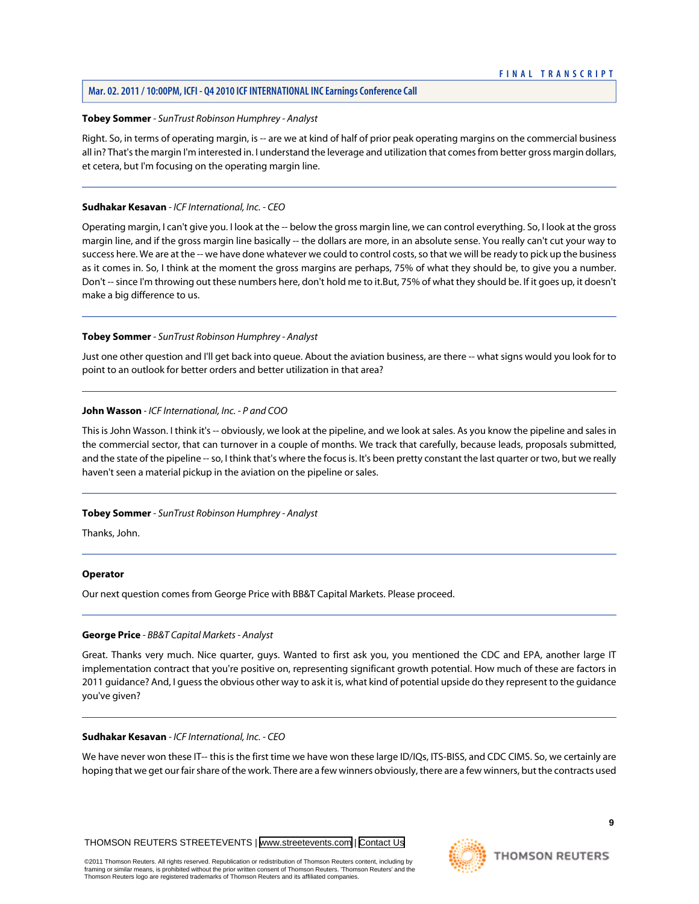**Tobey Sommer** - *SunTrust Robinson Humphrey - Analyst*

Right. So, in terms of operating margin, is -- are we at kind of half of prior peak operating margins on the commercial business all in? That's the margin I'm interested in. I understand the leverage and utilization that comes from better gross margin dollars, et cetera, but I'm focusing on the operating margin line.

---

**Sudhakar Kesavan** - *ICF International, Inc. - CEO*

Operating margin, I can't give you. I look at the -- below the gross margin line, we can control everything. So, I look at the gross margin line, and if the gross margin line basically -- the dollars are more, in an absolute sense. You really can't cut your way to success here. We are at the -- we have done whatever we could to control costs, so that we will be ready to pick up the business as it comes in. So, I think at the moment the gross margins are perhaps, 75% of what they should be, to give you a number. Don't -- since I'm throwing out these numbers here, don't hold me to it.But, 75% of what they should be. If it goes up, it doesn't make a big difference to us.

---

**Tobey Sommer** - *SunTrust Robinson Humphrey - Analyst*

Just one other question and I'll get back into queue. About the aviation business, are there -- what signs would you look for to point to an outlook for better orders and better utilization in that area?

---

**John Wasson** - *ICF International, Inc. - P and COO*

This is John Wasson. I think it's -- obviously, we look at the pipeline, and we look at sales. As you know the pipeline and sales in the commercial sector, that can turnover in a couple of months. We track that carefully, because leads, proposals submitted, and the state of the pipeline -- so, I think that's where the focus is. It's been pretty constant the last quarter or two, but we really haven't seen a material pickup in the aviation on the pipeline or sales.

---

**Tobey Sommer** - *SunTrust Robinson Humphrey - Analyst*

Thanks, John.

---

**Operator**

Our next question comes from George Price with BB&T Capital Markets. Please proceed.

---

**George Price** - *BB&T Capital Markets - Analyst*

Great. Thanks very much. Nice quarter, guys. Wanted to first ask you, you mentioned the CDC and EPA, another large IT implementation contract that you're positive on, representing significant growth potential. How much of these are factors in 2011 guidance? And, I guess the obvious other way to ask it is, what kind of potential upside do they represent to the guidance you've given?

---

**Sudhakar Kesavan** - *ICF International, Inc. - CEO*

We have never won these IT-- this is the first time we have won these large ID/IQs, ITS-BISS, and CDC CIMS. So, we certainly are hoping that we get our fair share of the work. There are a few winners obviously, there are a few winners, but the contracts used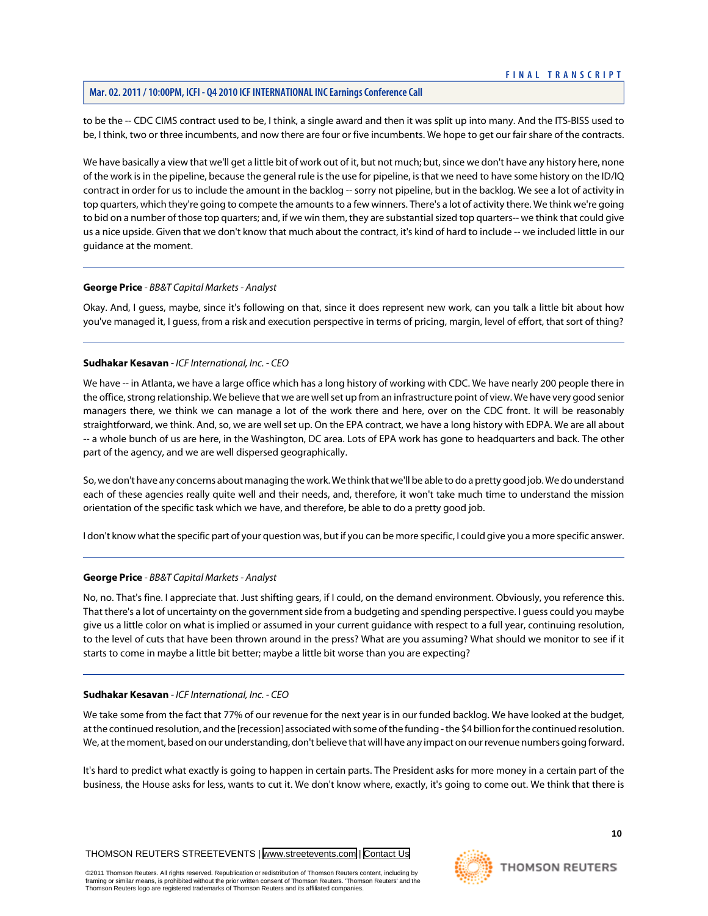to be the -- CDC CIMS contract used to be, I think, a single award and then it was split up into many. And the ITS-BISS used to be, I think, two or three incumbents, and now there are four or five incumbents. We hope to get our fair share of the contracts.

We have basically a view that we'll get a little bit of work out of it, but not much; but, since we don't have any history here, none of the work is in the pipeline, because the general rule is the use for pipeline, is that we need to have some history on the ID/IQ contract in order for us to include the amount in the backlog -- sorry not pipeline, but in the backlog. We see a lot of activity in top quarters, which they're going to compete the amounts to a few winners. There's a lot of activity there. We think we're going to bid on a number of those top quarters; and, if we win them, they are substantial sized top quarters-- we think that could give us a nice upside. Given that we don't know that much about the contract, it's kind of hard to include -- we included little in our guidance at the moment.

---

**George Price** - *BB&T Capital Markets - Analyst*

Okay. And, I guess, maybe, since it's following on that, since it does represent new work, can you talk a little bit about how you've managed it, I guess, from a risk and execution perspective in terms of pricing, margin, level of effort, that sort of thing?

---

**Sudhakar Kesavan** - *ICF International, Inc. - CEO*

We have -- in Atlanta, we have a large office which has a long history of working with CDC. We have nearly 200 people there in the office, strong relationship. We believe that we are well set up from an infrastructure point of view. We have very good senior managers there, we think we can manage a lot of the work there and here, over on the CDC front. It will be reasonably straightforward, we think. And, so, we are well set up. On the EPA contract, we have a long history with EDPA. We are all about -- a whole bunch of us are here, in the Washington, DC area. Lots of EPA work has gone to headquarters and back. The other part of the agency, and we are well dispersed geographically.

So, we don't have any concerns about managing the work. We think that we'll be able to do a pretty good job. We do understand each of these agencies really quite well and their needs, and, therefore, it won't take much time to understand the mission orientation of the specific task which we have, and therefore, be able to do a pretty good job.

I don't know what the specific part of your question was, but if you can be more specific, I could give you a more specific answer.

---

**George Price** - *BB&T Capital Markets - Analyst*

No, no. That's fine. I appreciate that. Just shifting gears, if I could, on the demand environment. Obviously, you reference this. That there's a lot of uncertainty on the government side from a budgeting and spending perspective. I guess could you maybe give us a little color on what is implied or assumed in your current guidance with respect to a full year, continuing resolution, to the level of cuts that have been thrown around in the press? What are you assuming? What should we monitor to see if it starts to come in maybe a little bit better; maybe a little bit worse than you are expecting?

---

**Sudhakar Kesavan** - *ICF International, Inc. - CEO*

We take some from the fact that 77% of our revenue for the next year is in our funded backlog. We have looked at the budget, at the continued resolution, and the [recession] associated with some of the funding - the $4 billion for the continued resolution. We, at the moment, based on our understanding, don't believe that will have any impact on our revenue numbers going forward.

It's hard to predict what exactly is going to happen in certain parts. The President asks for more money in a certain part of the business, the House asks for less, wants to cut it. We don't know where, exactly, it's going to come out. We think that there is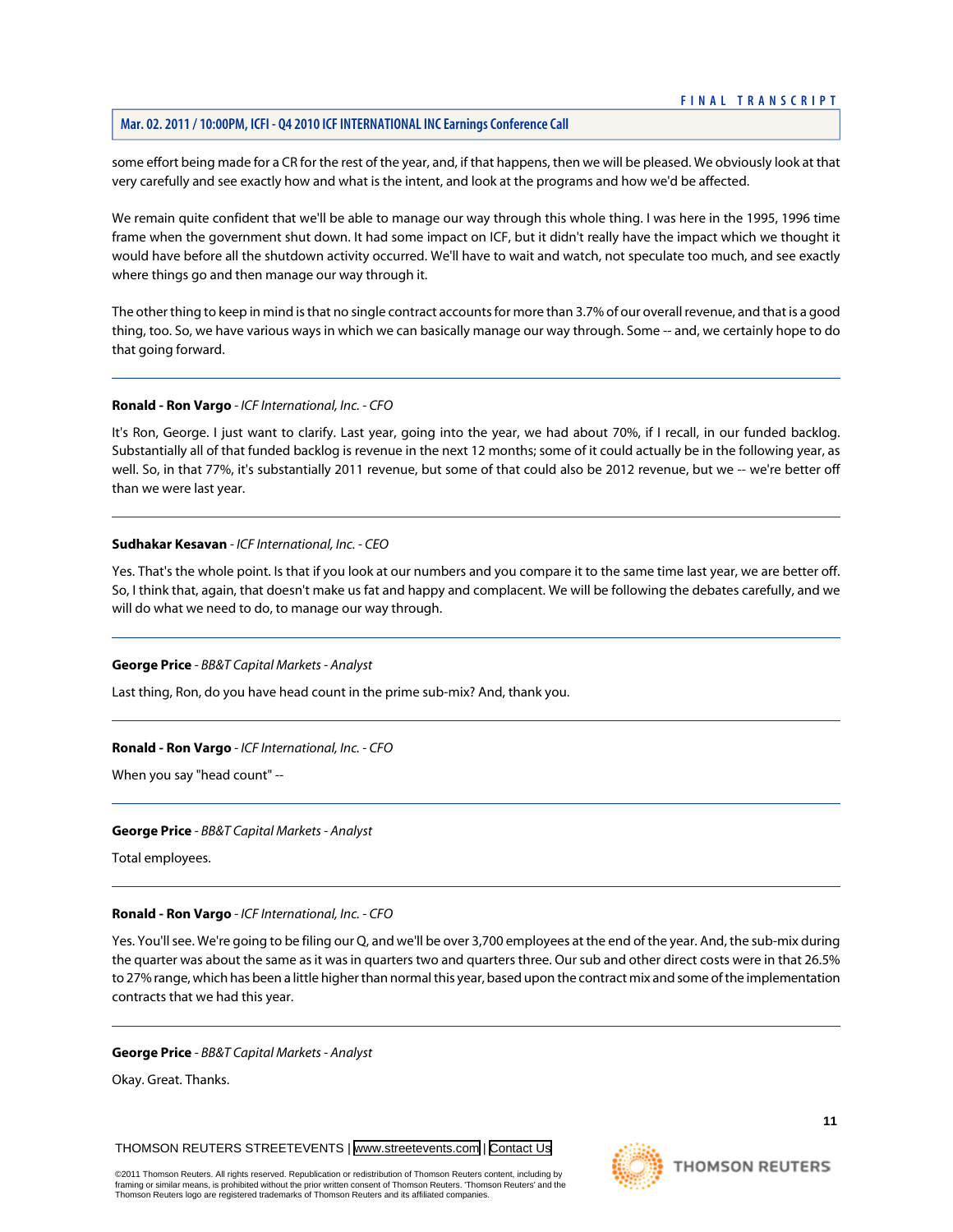some effort being made for a CR for the rest of the year, and, if that happens, then we will be pleased. We obviously look at that very carefully and see exactly how and what is the intent, and look at the programs and how we'd be affected.

We remain quite confident that we'll be able to manage our way through this whole thing. I was here in the 1995, 1996 time frame when the government shut down. It had some impact on ICF, but it didn't really have the impact which we thought it would have before all the shutdown activity occurred. We'll have to wait and watch, not speculate too much, and see exactly where things go and then manage our way through it.

The other thing to keep in mind is that no single contract accounts for more than 3.7% of our overall revenue, and that is a good thing, too. So, we have various ways in which we can basically manage our way through. Some -- and, we certainly hope to do that going forward.

---

**Ronald - Ron Vargo** - *ICF International, Inc. - CFO*

It's Ron, George. I just want to clarify. Last year, going into the year, we had about 70%, if I recall, in our funded backlog. Substantially all of that funded backlog is revenue in the next 12 months; some of it could actually be in the following year, as well. So, in that 77%, it's substantially 2011 revenue, but some of that could also be 2012 revenue, but we -- we're better off than we were last year.

---

**Sudhakar Kesavan** - *ICF International, Inc. - CEO*

Yes. That's the whole point. Is that if you look at our numbers and you compare it to the same time last year, we are better off. So, I think that, again, that doesn't make us fat and happy and complacent. We will be following the debates carefully, and we will do what we need to do, to manage our way through.

---

**George Price** - *BB&T Capital Markets - Analyst*

Last thing, Ron, do you have head count in the prime sub-mix? And, thank you.

---

**Ronald - Ron Vargo** - *ICF International, Inc. - CFO*

When you say "head count" --

---

**George Price** - *BB&T Capital Markets - Analyst*

Total employees.

---

**Ronald - Ron Vargo** - *ICF International, Inc. - CFO*

Yes. You'll see. We're going to be filing our Q, and we'll be over 3,700 employees at the end of the year. And, the sub-mix during the quarter was about the same as it was in quarters two and quarters three. Our sub and other direct costs were in that 26.5% to 27% range, which has been a little higher than normal this year, based upon the contract mix and some of the implementation contracts that we had this year.

---

**George Price** - *BB&T Capital Markets - Analyst*

Okay. Great. Thanks.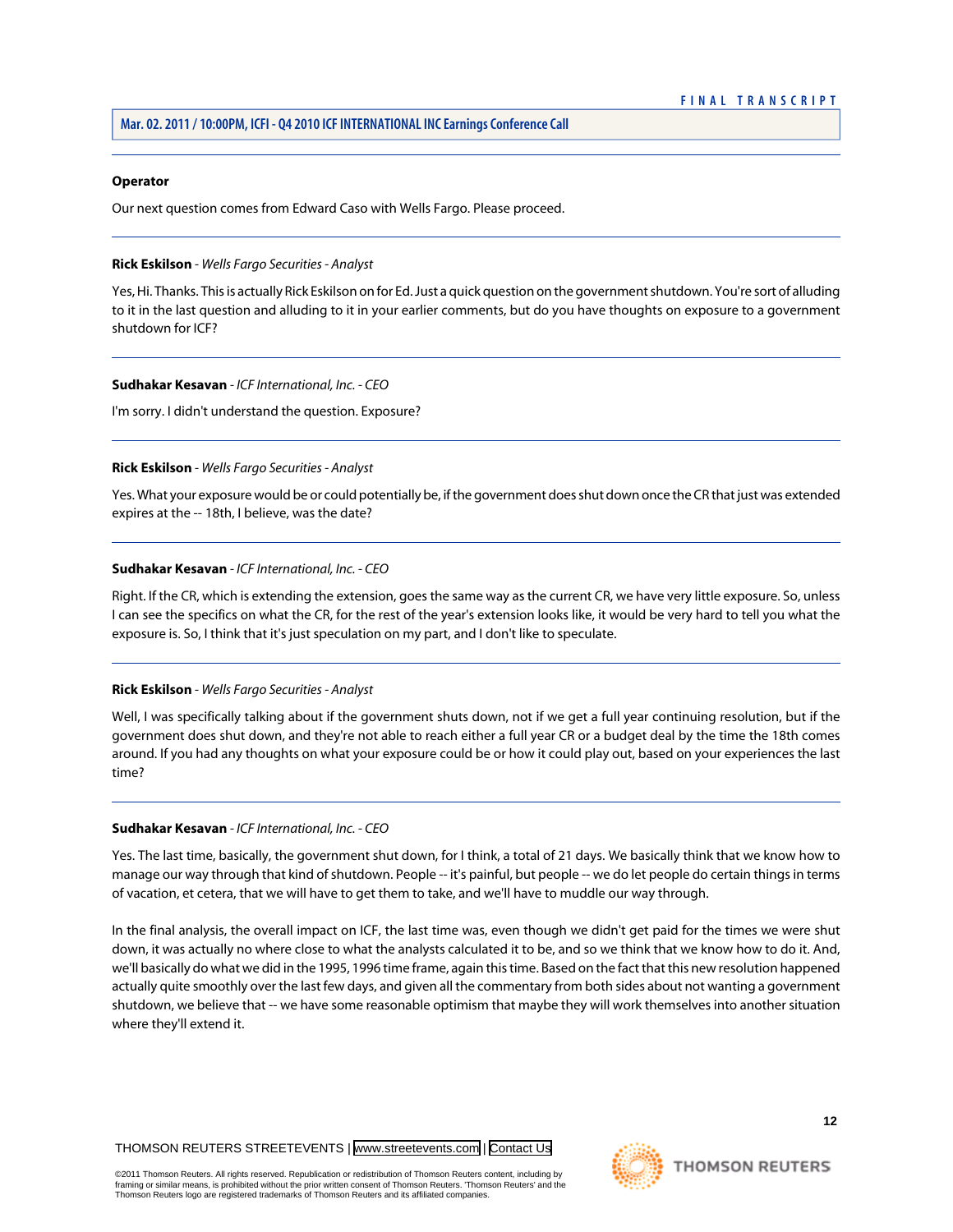**Operator**

Our next question comes from Edward Caso with Wells Fargo. Please proceed.

---

**Rick Eskilson** - *Wells Fargo Securities - Analyst*

Yes, Hi. Thanks. This is actually Rick Eskilson on for Ed. Just a quick question on the government shutdown. You're sort of alluding to it in the last question and alluding to it in your earlier comments, but do you have thoughts on exposure to a government shutdown for ICF?

---

**Sudhakar Kesavan** - *ICF International, Inc. - CEO*

I'm sorry. I didn't understand the question. Exposure?

---

**Rick Eskilson** - *Wells Fargo Securities - Analyst*

Yes. What your exposure would be or could potentially be, if the government does shut down once the CR that just was extended expires at the -- 18th, I believe, was the date?

---

**Sudhakar Kesavan** - *ICF International, Inc. - CEO*

Right. If the CR, which is extending the extension, goes the same way as the current CR, we have very little exposure. So, unless I can see the specifics on what the CR, for the rest of the year's extension looks like, it would be very hard to tell you what the exposure is. So, I think that it's just speculation on my part, and I don't like to speculate.

---

**Rick Eskilson** - *Wells Fargo Securities - Analyst*

Well, I was specifically talking about if the government shuts down, not if we get a full year continuing resolution, but if the government does shut down, and they're not able to reach either a full year CR or a budget deal by the time the 18th comes around. If you had any thoughts on what your exposure could be or how it could play out, based on your experiences the last time?

---

**Sudhakar Kesavan** - *ICF International, Inc. - CEO*

Yes. The last time, basically, the government shut down, for I think, a total of 21 days. We basically think that we know how to manage our way through that kind of shutdown. People -- it's painful, but people -- we do let people do certain things in terms of vacation, et cetera, that we will have to get them to take, and we'll have to muddle our way through.

In the final analysis, the overall impact on ICF, the last time was, even though we didn't get paid for the times we were shut down, it was actually no where close to what the analysts calculated it to be, and so we think that we know how to do it. And, we'll basically do what we did in the 1995, 1996 time frame, again this time. Based on the fact that this new resolution happened actually quite smoothly over the last few days, and given all the commentary from both sides about not wanting a government shutdown, we believe that -- we have some reasonable optimism that maybe they will work themselves into another situation where they'll extend it.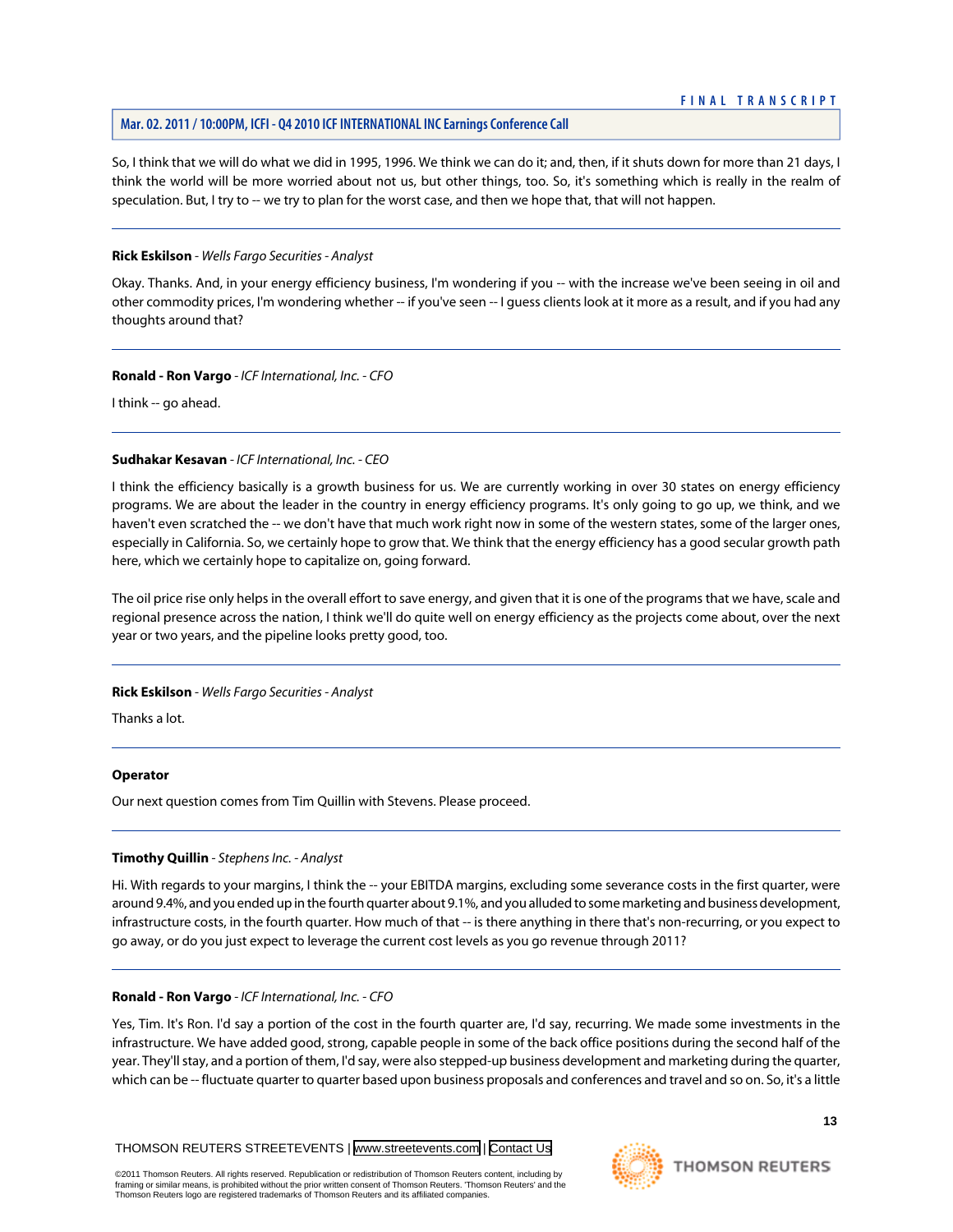So, I think that we will do what we did in 1995, 1996. We think we can do it; and, then, if it shuts down for more than 21 days, I think the world will be more worried about not us, but other things, too. So, it's something which is really in the realm of speculation. But, I try to -- we try to plan for the worst case, and then we hope that, that will not happen.

---

**Rick Eskilson** - *Wells Fargo Securities - Analyst*

Okay. Thanks. And, in your energy efficiency business, I'm wondering if you -- with the increase we've been seeing in oil and other commodity prices, I'm wondering whether -- if you've seen -- I guess clients look at it more as a result, and if you had any thoughts around that?

---

**Ronald - Ron Vargo** - *ICF International, Inc. - CFO*

I think -- go ahead.

---

**Sudhakar Kesavan** - *ICF International, Inc. - CEO*

I think the efficiency basically is a growth business for us. We are currently working in over 30 states on energy efficiency programs. We are about the leader in the country in energy efficiency programs. It's only going to go up, we think, and we haven't even scratched the -- we don't have that much work right now in some of the western states, some of the larger ones, especially in California. So, we certainly hope to grow that. We think that the energy efficiency has a good secular growth path here, which we certainly hope to capitalize on, going forward.

The oil price rise only helps in the overall effort to save energy, and given that it is one of the programs that we have, scale and regional presence across the nation, I think we'll do quite well on energy efficiency as the projects come about, over the next year or two years, and the pipeline looks pretty good, too.

---

**Rick Eskilson** - *Wells Fargo Securities - Analyst*

Thanks a lot.

---

**Operator**

Our next question comes from Tim Quillin with Stevens. Please proceed.

---

**Timothy Quillin** - *Stephens Inc. - Analyst*

Hi. With regards to your margins, I think the -- your EBITDA margins, excluding some severance costs in the first quarter, were around 9.4%, and you ended up in the fourth quarter about 9.1%, and you alluded to some marketing and business development, infrastructure costs, in the fourth quarter. How much of that -- is there anything in there that's non-recurring, or you expect to go away, or do you just expect to leverage the current cost levels as you go revenue through 2011?

---

**Ronald - Ron Vargo** - *ICF International, Inc. - CFO*

Yes, Tim. It's Ron. I'd say a portion of the cost in the fourth quarter are, I'd say, recurring. We made some investments in the infrastructure. We have added good, strong, capable people in some of the back office positions during the second half of the year. They'll stay, and a portion of them, I'd say, were also stepped-up business development and marketing during the quarter, which can be -- fluctuate quarter to quarter based upon business proposals and conferences and travel and so on. So, it's a little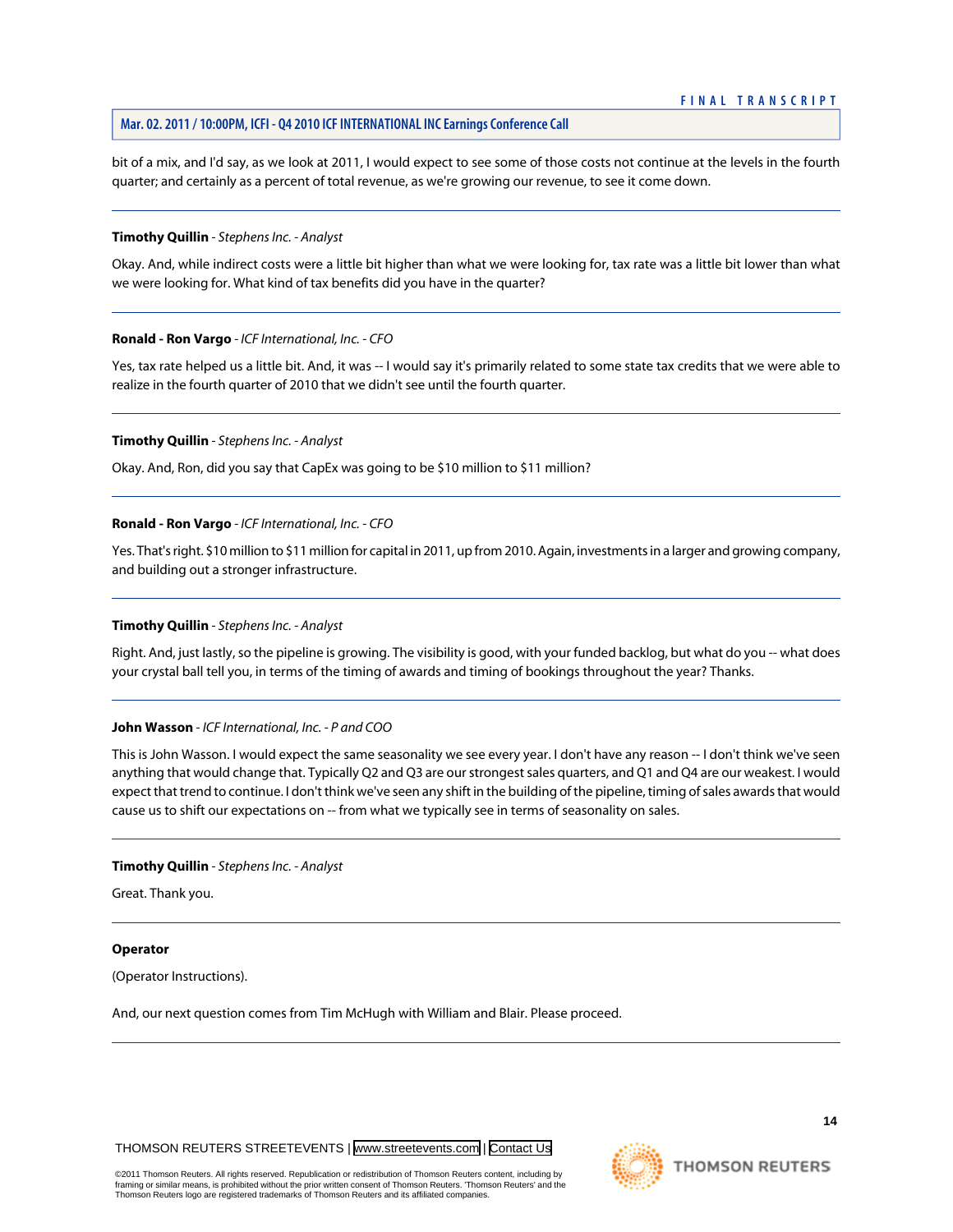bit of a mix, and I'd say, as we look at 2011, I would expect to see some of those costs not continue at the levels in the fourth quarter; and certainly as a percent of total revenue, as we're growing our revenue, to see it come down.

---

**Timothy Quillin** - *Stephens Inc. - Analyst*

Okay. And, while indirect costs were a little bit higher than what we were looking for, tax rate was a little bit lower than what we were looking for. What kind of tax benefits did you have in the quarter?

---

**Ronald - Ron Vargo** - *ICF International, Inc. - CFO*

Yes, tax rate helped us a little bit. And, it was -- I would say it's primarily related to some state tax credits that we were able to realize in the fourth quarter of 2010 that we didn't see until the fourth quarter.

---

**Timothy Quillin** - *Stephens Inc. - Analyst*

Okay. And, Ron, did you say that CapEx was going to be $10 million to $11 million?

---

**Ronald - Ron Vargo** - *ICF International, Inc. - CFO*

Yes. That's right. $10 million to $11 million for capital in 2011, up from 2010. Again, investments in a larger and growing company, and building out a stronger infrastructure.

---

**Timothy Quillin** - *Stephens Inc. - Analyst*

Right. And, just lastly, so the pipeline is growing. The visibility is good, with your funded backlog, but what do you -- what does your crystal ball tell you, in terms of the timing of awards and timing of bookings throughout the year? Thanks.

---

**John Wasson** - *ICF International, Inc. - P and COO*

This is John Wasson. I would expect the same seasonality we see every year. I don't have any reason -- I don't think we've seen anything that would change that. Typically Q2 and Q3 are our strongest sales quarters, and Q1 and Q4 are our weakest. I would expect that trend to continue. I don't think we've seen any shift in the building of the pipeline, timing of sales awards that would cause us to shift our expectations on -- from what we typically see in terms of seasonality on sales.

---

**Timothy Quillin** - *Stephens Inc. - Analyst*

Great. Thank you.

---

**Operator**

(Operator Instructions).

And, our next question comes from Tim McHugh with William and Blair. Please proceed.

---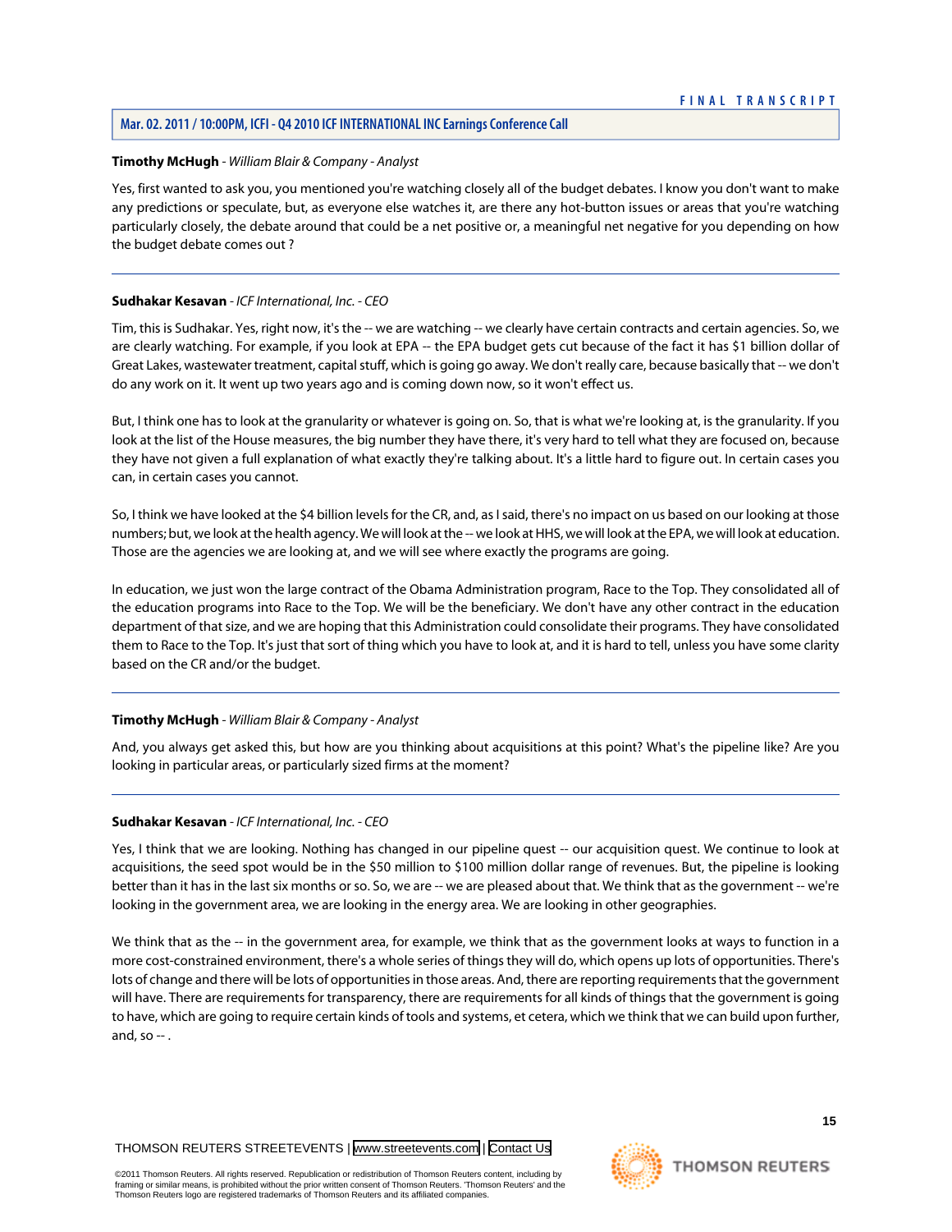**Timothy McHugh** - *William Blair & Company - Analyst*

Yes, first wanted to ask you, you mentioned you're watching closely all of the budget debates. I know you don't want to make any predictions or speculate, but, as everyone else watches it, are there any hot-button issues or areas that you're watching particularly closely, the debate around that could be a net positive or, a meaningful net negative for you depending on how the budget debate comes out ?

---

**Sudhakar Kesavan** - *ICF International, Inc. - CEO*

Tim, this is Sudhakar. Yes, right now, it's the -- we are watching -- we clearly have certain contracts and certain agencies. So, we are clearly watching. For example, if you look at EPA -- the EPA budget gets cut because of the fact it has $1 billion dollar of Great Lakes, wastewater treatment, capital stuff, which is going go away. We don't really care, because basically that -- we don't do any work on it. It went up two years ago and is coming down now, so it won't effect us.

But, I think one has to look at the granularity or whatever is going on. So, that is what we're looking at, is the granularity. If you look at the list of the House measures, the big number they have there, it's very hard to tell what they are focused on, because they have not given a full explanation of what exactly they're talking about. It's a little hard to figure out. In certain cases you can, in certain cases you cannot.

So, I think we have looked at the $4 billion levels for the CR, and, as I said, there's no impact on us based on our looking at those numbers; but, we look at the health agency. We will look at the -- we look at HHS, we will look at the EPA, we will look at education. Those are the agencies we are looking at, and we will see where exactly the programs are going.

In education, we just won the large contract of the Obama Administration program, Race to the Top. They consolidated all of the education programs into Race to the Top. We will be the beneficiary. We don't have any other contract in the education department of that size, and we are hoping that this Administration could consolidate their programs. They have consolidated them to Race to the Top. It's just that sort of thing which you have to look at, and it is hard to tell, unless you have some clarity based on the CR and/or the budget.

---

**Timothy McHugh** - *William Blair & Company - Analyst*

And, you always get asked this, but how are you thinking about acquisitions at this point? What's the pipeline like? Are you looking in particular areas, or particularly sized firms at the moment?

---

**Sudhakar Kesavan** - *ICF International, Inc. - CEO*

Yes, I think that we are looking. Nothing has changed in our pipeline quest -- our acquisition quest. We continue to look at acquisitions, the seed spot would be in the $50 million to $100 million dollar range of revenues. But, the pipeline is looking better than it has in the last six months or so. So, we are -- we are pleased about that. We think that as the government -- we're looking in the government area, we are looking in the energy area. We are looking in other geographies.

We think that as the -- in the government area, for example, we think that as the government looks at ways to function in a more cost-constrained environment, there's a whole series of things they will do, which opens up lots of opportunities. There's lots of change and there will be lots of opportunities in those areas. And, there are reporting requirements that the government will have. There are requirements for transparency, there are requirements for all kinds of things that the government is going to have, which are going to require certain kinds of tools and systems, et cetera, which we think that we can build upon further, and, so -- .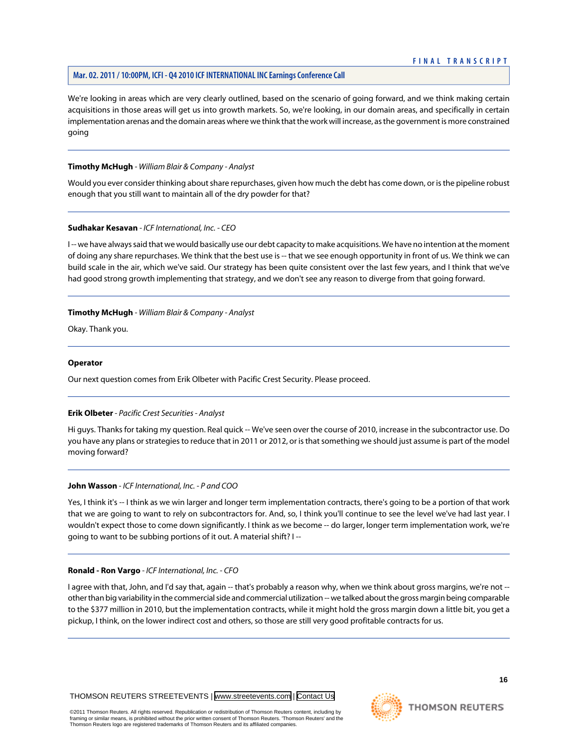We're looking in areas which are very clearly outlined, based on the scenario of going forward, and we think making certain acquisitions in those areas will get us into growth markets. So, we're looking, in our domain areas, and specifically in certain implementation arenas and the domain areas where we think that the work will increase, as the government is more constrained going

---

**Timothy McHugh** - *William Blair & Company - Analyst*

Would you ever consider thinking about share repurchases, given how much the debt has come down, or is the pipeline robust enough that you still want to maintain all of the dry powder for that?

---

**Sudhakar Kesavan** - *ICF International, Inc. - CEO*

I -- we have always said that we would basically use our debt capacity to make acquisitions. We have no intention at the moment of doing any share repurchases. We think that the best use is -- that we see enough opportunity in front of us. We think we can build scale in the air, which we've said. Our strategy has been quite consistent over the last few years, and I think that we've had good strong growth implementing that strategy, and we don't see any reason to diverge from that going forward.

---

**Timothy McHugh** - *William Blair & Company - Analyst*

Okay. Thank you.

---

**Operator**

Our next question comes from Erik Olbeter with Pacific Crest Security. Please proceed.

---

**Erik Olbeter** - *Pacific Crest Securities - Analyst*

Hi guys. Thanks for taking my question. Real quick -- We've seen over the course of 2010, increase in the subcontractor use. Do you have any plans or strategies to reduce that in 2011 or 2012, or is that something we should just assume is part of the model moving forward?

---

**John Wasson** - *ICF International, Inc. - P and COO*

Yes, I think it's -- I think as we win larger and longer term implementation contracts, there's going to be a portion of that work that we are going to want to rely on subcontractors for. And, so, I think you'll continue to see the level we've had last year. I wouldn't expect those to come down significantly. I think as we become -- do larger, longer term implementation work, we're going to want to be subbing portions of it out. A material shift? I --

---

**Ronald - Ron Vargo** - *ICF International, Inc. - CFO*

I agree with that, John, and I'd say that, again -- that's probably a reason why, when we think about gross margins, we're not -- other than big variability in the commercial side and commercial utilization -- we talked about the gross margin being comparable to the $377 million in 2010, but the implementation contracts, while it might hold the gross margin down a little bit, you get a pickup, I think, on the lower indirect cost and others, so those are still very good profitable contracts for us.

---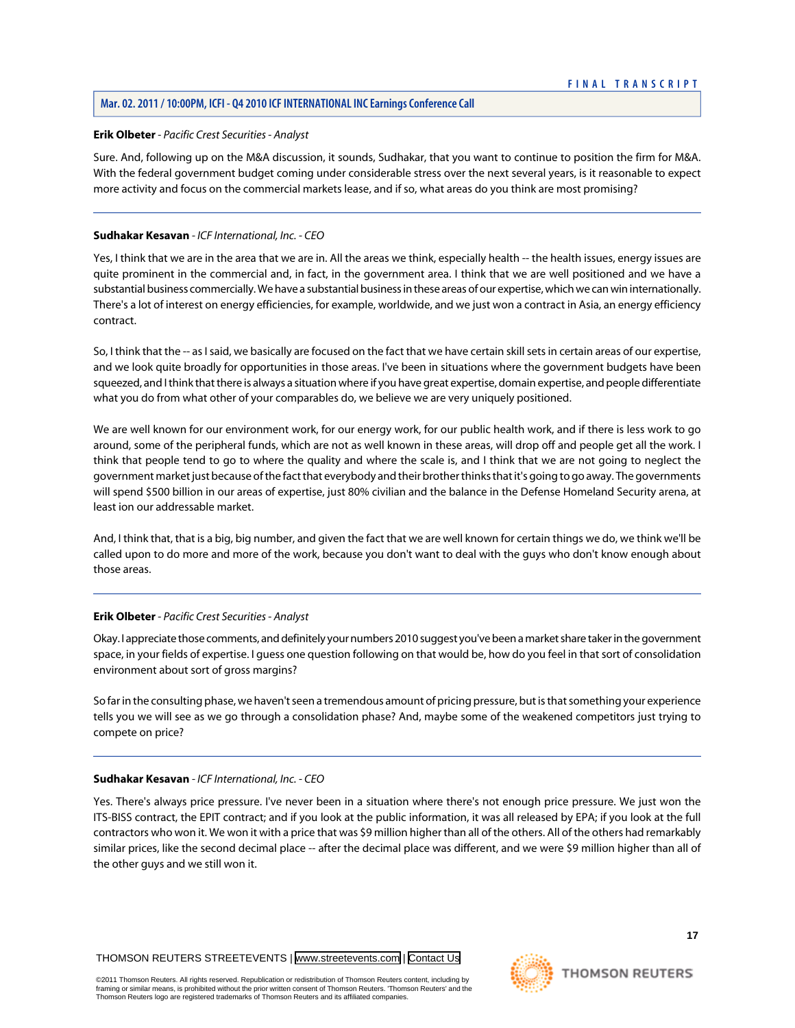**Erik Olbeter** - *Pacific Crest Securities - Analyst*

Sure. And, following up on the M&A discussion, it sounds, Sudhakar, that you want to continue to position the firm for M&A. With the federal government budget coming under considerable stress over the next several years, is it reasonable to expect more activity and focus on the commercial markets lease, and if so, what areas do you think are most promising?

---

**Sudhakar Kesavan** - *ICF International, Inc. - CEO*

Yes, I think that we are in the area that we are in. All the areas we think, especially health -- the health issues, energy issues are quite prominent in the commercial and, in fact, in the government area. I think that we are well positioned and we have a substantial business commercially. We have a substantial business in these areas of our expertise, which we can win internationally. There's a lot of interest on energy efficiencies, for example, worldwide, and we just won a contract in Asia, an energy efficiency contract.

So, I think that the -- as I said, we basically are focused on the fact that we have certain skill sets in certain areas of our expertise, and we look quite broadly for opportunities in those areas. I've been in situations where the government budgets have been squeezed, and I think that there is always a situation where if you have great expertise, domain expertise, and people differentiate what you do from what other of your comparables do, we believe we are very uniquely positioned.

We are well known for our environment work, for our energy work, for our public health work, and if there is less work to go around, some of the peripheral funds, which are not as well known in these areas, will drop off and people get all the work. I think that people tend to go to where the quality and where the scale is, and I think that we are not going to neglect the government market just because of the fact that everybody and their brother thinks that it's going to go away. The governments will spend $500 billion in our areas of expertise, just 80% civilian and the balance in the Defense Homeland Security arena, at least ion our addressable market.

And, I think that, that is a big, big number, and given the fact that we are well known for certain things we do, we think we'll be called upon to do more and more of the work, because you don't want to deal with the guys who don't know enough about those areas.

---

**Erik Olbeter** - *Pacific Crest Securities - Analyst*

Okay. I appreciate those comments, and definitely your numbers 2010 suggest you've been a market share taker in the government space, in your fields of expertise. I guess one question following on that would be, how do you feel in that sort of consolidation environment about sort of gross margins?

So far in the consulting phase, we haven't seen a tremendous amount of pricing pressure, but is that something your experience tells you we will see as we go through a consolidation phase? And, maybe some of the weakened competitors just trying to compete on price?

---

**Sudhakar Kesavan** - *ICF International, Inc. - CEO*

Yes. There's always price pressure. I've never been in a situation where there's not enough price pressure. We just won the ITS-BISS contract, the EPIT contract; and if you look at the public information, it was all released by EPA; if you look at the full contractors who won it. We won it with a price that was $9 million higher than all of the others. All of the others had remarkably similar prices, like the second decimal place -- after the decimal place was different, and we were $9 million higher than all of the other guys and we still won it.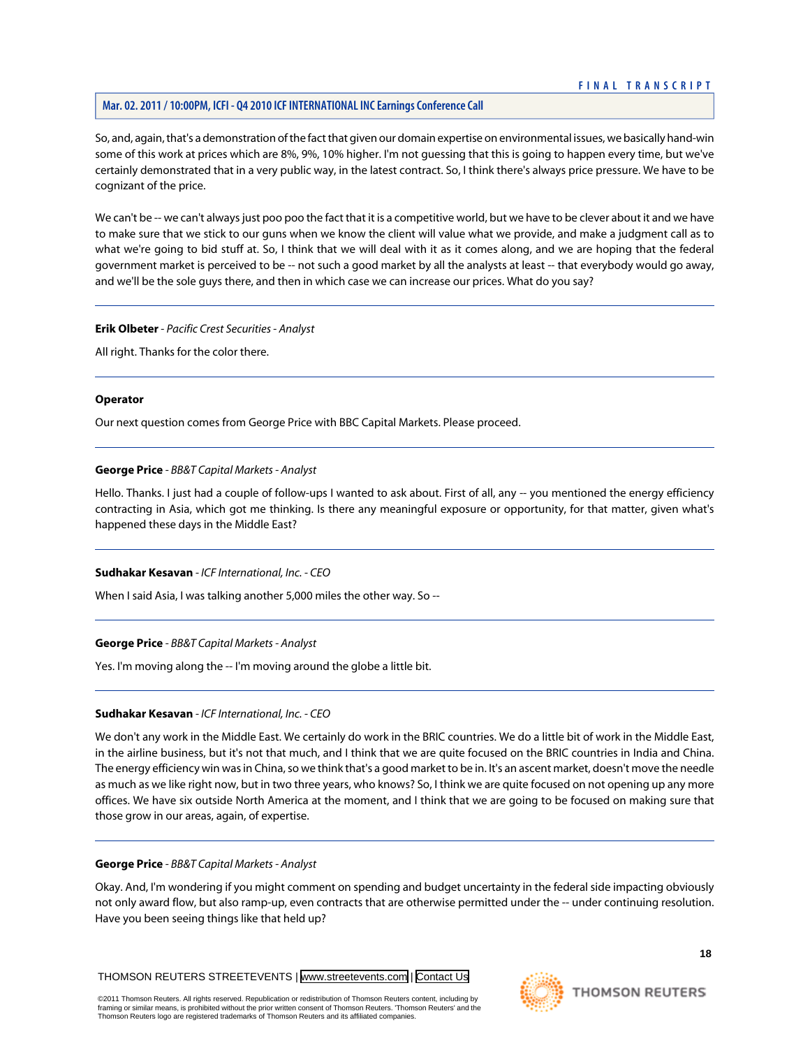So, and, again, that's a demonstration of the fact that given our domain expertise on environmental issues, we basically hand-win some of this work at prices which are 8%, 9%, 10% higher. I'm not guessing that this is going to happen every time, but we've certainly demonstrated that in a very public way, in the latest contract. So, I think there's always price pressure. We have to be cognizant of the price.

We can't be -- we can't always just poo poo the fact that it is a competitive world, but we have to be clever about it and we have to make sure that we stick to our guns when we know the client will value what we provide, and make a judgment call as to what we're going to bid stuff at. So, I think that we will deal with it as it comes along, and we are hoping that the federal government market is perceived to be -- not such a good market by all the analysts at least -- that everybody would go away, and we'll be the sole guys there, and then in which case we can increase our prices. What do you say?

---

**Erik Olbeter** - *Pacific Crest Securities - Analyst*

All right. Thanks for the color there.

---

**Operator**

Our next question comes from George Price with BBC Capital Markets. Please proceed.

---

**George Price** - *BB&T Capital Markets - Analyst*

Hello. Thanks. I just had a couple of follow-ups I wanted to ask about. First of all, any -- you mentioned the energy efficiency contracting in Asia, which got me thinking. Is there any meaningful exposure or opportunity, for that matter, given what's happened these days in the Middle East?

---

**Sudhakar Kesavan** - *ICF International, Inc. - CEO*

When I said Asia, I was talking another 5,000 miles the other way. So --

---

**George Price** - *BB&T Capital Markets - Analyst*

Yes. I'm moving along the -- I'm moving around the globe a little bit.

---

**Sudhakar Kesavan** - *ICF International, Inc. - CEO*

We don't any work in the Middle East. We certainly do work in the BRIC countries. We do a little bit of work in the Middle East, in the airline business, but it's not that much, and I think that we are quite focused on the BRIC countries in India and China. The energy efficiency win was in China, so we think that's a good market to be in. It's an ascent market, doesn't move the needle as much as we like right now, but in two three years, who knows? So, I think we are quite focused on not opening up any more offices. We have six outside North America at the moment, and I think that we are going to be focused on making sure that those grow in our areas, again, of expertise.

---

**George Price** - *BB&T Capital Markets - Analyst*

Okay. And, I'm wondering if you might comment on spending and budget uncertainty in the federal side impacting obviously not only award flow, but also ramp-up, even contracts that are otherwise permitted under the -- under continuing resolution. Have you been seeing things like that held up?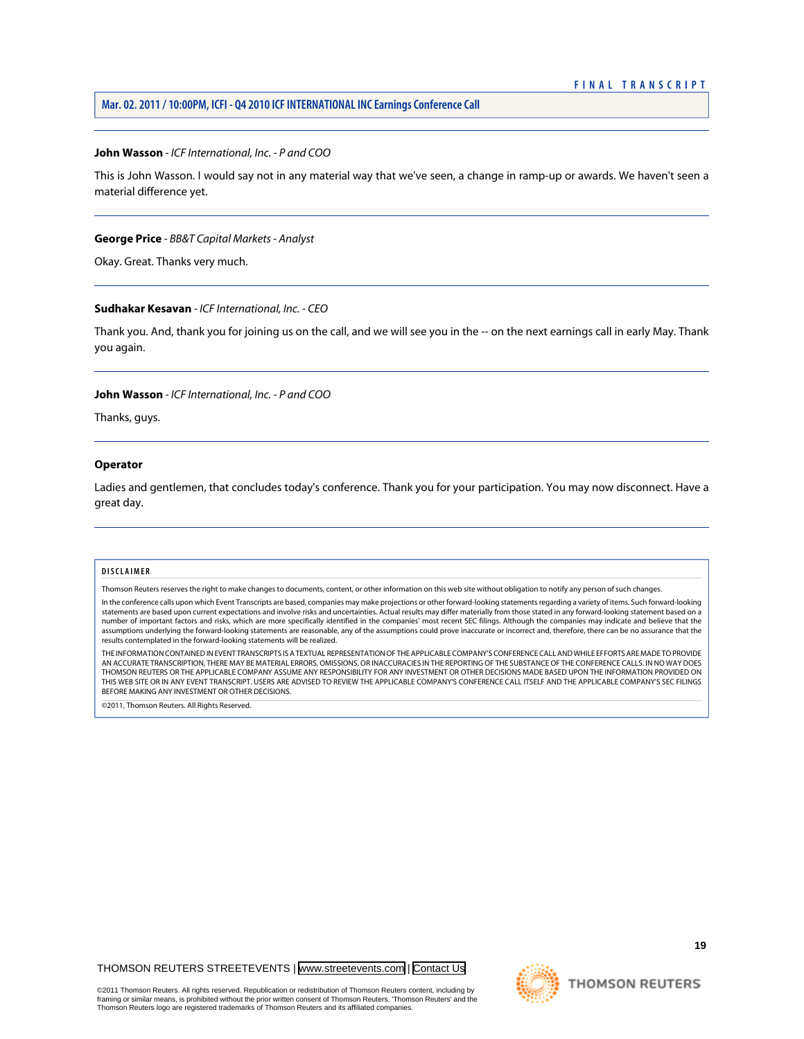**John Wasson** - *ICF International, Inc. - P and COO*

This is John Wasson. I would say not in any material way that we've seen, a change in ramp-up or awards. We haven't seen a material difference yet.

---

**George Price** - *BB&T Capital Markets - Analyst*

Okay. Great. Thanks very much.

---

**Sudhakar Kesavan** - *ICF International, Inc. - CEO*

Thank you. And, thank you for joining us on the call, and we will see you in the -- on the next earnings call in early May. Thank you again.

---

**John Wasson** - *ICF International, Inc. - P and COO*

Thanks, guys.

---

**Operator**

Ladies and gentlemen, that concludes today's conference. Thank you for your participation. You may now disconnect. Have a great day.

---

**DISCLAIMER**

Thomson Reuters reserves the right to make changes to documents, content, or other information on this web site without obligation to notify any person of such changes.

In the conference calls upon which Event Transcripts are based, companies may make projections or other forward-looking statements regarding a variety of items. Such forward-looking statements are based upon current expectations and involve risks and uncertainties. Actual results may differ materially from those stated in any forward-looking statement based on a number of important factors and risks, which are more specifically identified in the companies' most recent SEC filings. Although the companies may indicate and believe that the assumptions underlying the forward-looking statements are reasonable, any of the assumptions could prove inaccurate or incorrect and, therefore, there can be no assurance that the results contemplated in the forward-looking statements will be realized.

THE INFORMATION CONTAINED IN EVENT TRANSCRIPTS IS A TEXTUAL REPRESENTATION OF THE APPLICABLE COMPANY'S CONFERENCE CALL AND WHILE EFFORTS ARE MADE TO PROVIDE AN ACCURATE TRANSCRIPTION, THERE MAY BE MATERIAL ERRORS, OMISSIONS, OR INACCURACIES IN THE REPORTING OF THE SUBSTANCE OF THE CONFERENCE CALLS. IN NO WAY DOES THOMSON REUTERS OR THE APPLICABLE COMPANY ASSUME ANY RESPONSIBILITY FOR ANY INVESTMENT OR OTHER DECISIONS MADE BASED UPON THE INFORMATION PROVIDED ON THIS WEB SITE OR IN ANY EVENT TRANSCRIPT. USERS ARE ADVISED TO REVIEW THE APPLICABLE COMPANY'S CONFERENCE CALL ITSELF AND THE APPLICABLE COMPANY'S SEC FILINGS BEFORE MAKING ANY INVESTMENT OR OTHER DECISIONS.

©2011, Thomson Reuters. All Rights Reserved.